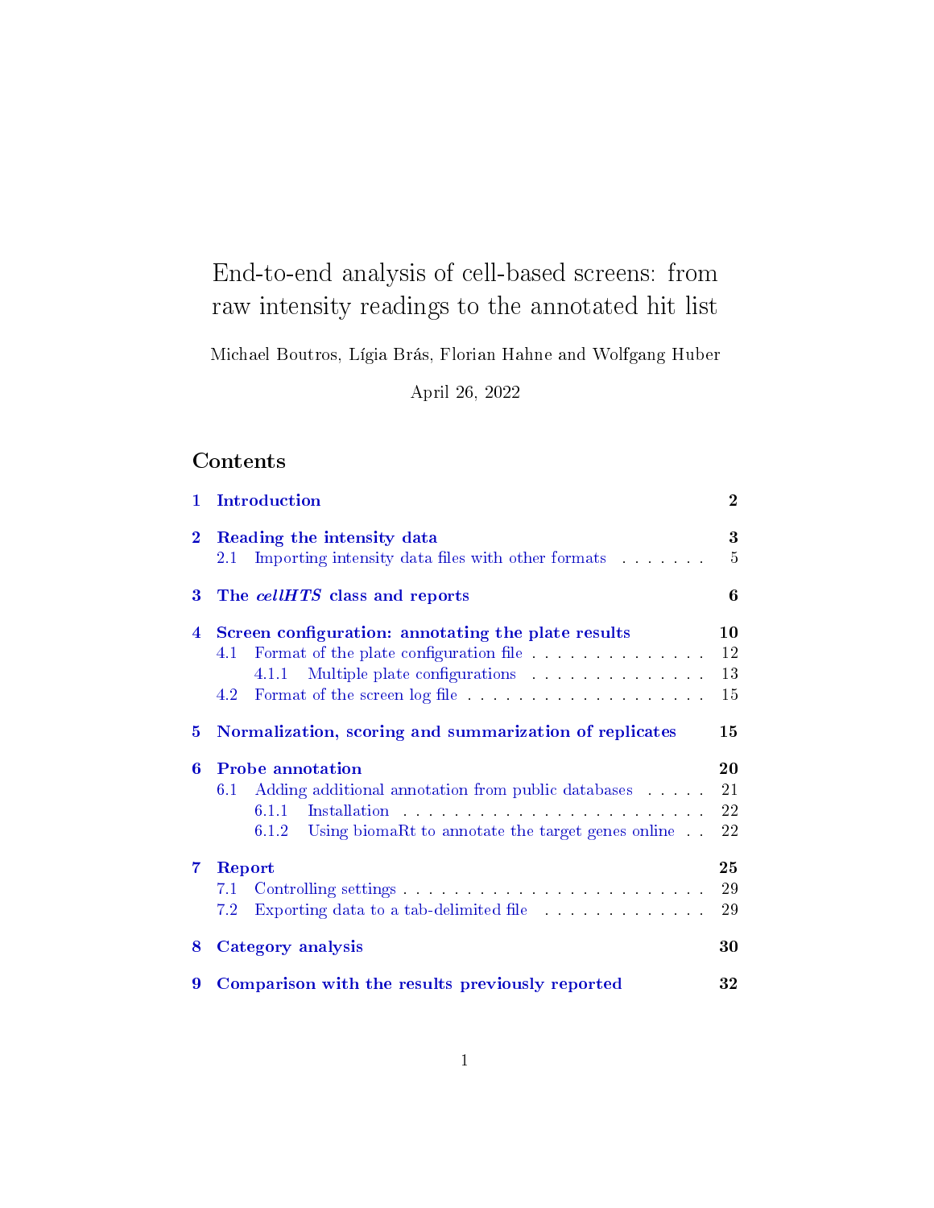# End-to-end analysis of cell-based screens: from raw intensity readings to the annotated hit list

Michael Boutros, Lígia Brás, Florian Hahne and Wolfgang Huber

April 26, 2022

## Contents

- **1 Introduction** — **2**
- **2 Reading the intensity data** — **3**
  - 2.1 Importing intensity data files with other formats — 5
- **3 The *cellHTS* class and reports** — **6**
- **4 Screen configuration: annotating the plate results** — **10**
  - 4.1 Format of the plate configuration file — 12
    - 4.1.1 Multiple plate configurations — 13
  - 4.2 Format of the screen log file — 15
- **5 Normalization, scoring and summarization of replicates** — **15**
- **6 Probe annotation** — **20**
  - 6.1 Adding additional annotation from public databases — 21
    - 6.1.1 Installation — 22
    - 6.1.2 Using biomaRt to annotate the target genes online — 22
- **7 Report** — **25**
  - 7.1 Controlling settings — 29
  - 7.2 Exporting data to a tab-delimited file — 29
- **8 Category analysis** — **30**
- **9 Comparison with the results previously reported** — **32**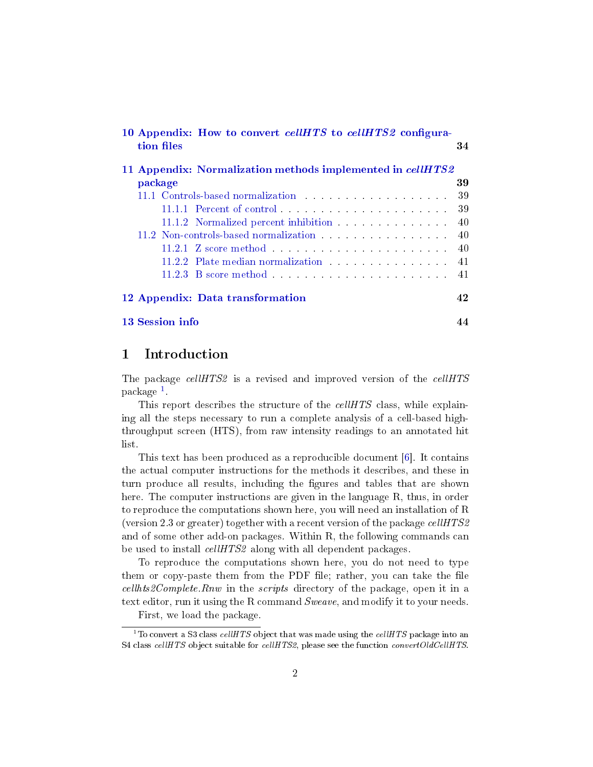**10 Appendix: How to convert *cellHTS* to *cellHTS2* configuration files** **34**

**11 Appendix: Normalization methods implemented in *cellHTS2* package** **39**

- 11.1 Controls-based normalization . . . . . . . . . . . . . . . . . . 39
  - 11.1.1 Percent of control . . . . . . . . . . . . . . . . . . . . . 39
  - 11.1.2 Normalized percent inhibition . . . . . . . . . . . . . . 40
- 11.2 Non-controls-based normalization . . . . . . . . . . . . . . . . 40
  - 11.2.1 Z score method . . . . . . . . . . . . . . . . . . . . . . 40
  - 11.2.2 Plate median normalization . . . . . . . . . . . . . . . 41
  - 11.2.3 B score method . . . . . . . . . . . . . . . . . . . . . . 41

**12 Appendix: Data transformation** **42**

**13 Session info** **44**

# 1 Introduction

The package *cellHTS2* is a revised and improved version of the *cellHTS* package [1].

This report describes the structure of the *cellHTS* class, while explaining all the steps necessary to run a complete analysis of a cell-based high-throughput screen (HTS), from raw intensity readings to an annotated hit list.

This text has been produced as a reproducible document [6]. It contains the actual computer instructions for the methods it describes, and these in turn produce all results, including the figures and tables that are shown here. The computer instructions are given in the language R, thus, in order to reproduce the computations shown here, you will need an installation of R (version 2.3 or greater) together with a recent version of the package *cellHTS2* and of some other add-on packages. Within R, the following commands can be used to install *cellHTS2* along with all dependent packages.

To reproduce the computations shown here, you do not need to type them or copy-paste them from the PDF file; rather, you can take the file *cellhts2Complete.Rnw* in the *scripts* directory of the package, open it in a text editor, run it using the R command *Sweave*, and modify it to your needs.

First, we load the package.

[1] To convert a S3 class *cellHTS* object that was made using the *cellHTS* package into an S4 class *cellHTS* object suitable for *cellHTS2*, please see the function *convertOldCellHTS*.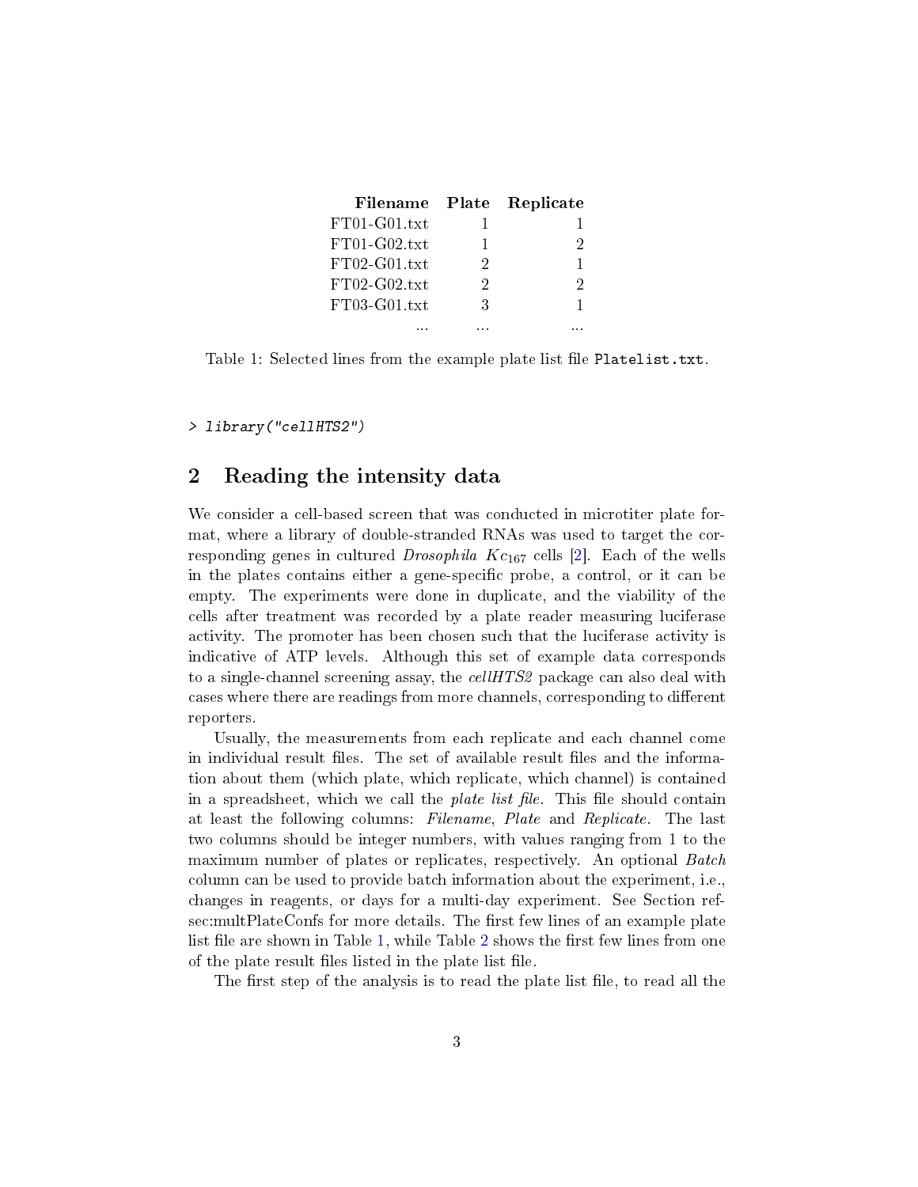| Filename | Plate | Replicate |
|---|---|---|
| FT01-G01.txt | 1 | 1 |
| FT01-G02.txt | 1 | 2 |
| FT02-G01.txt | 2 | 1 |
| FT02-G02.txt | 2 | 2 |
| FT03-G01.txt | 3 | 1 |
| ... | ... | ... |

Table 1: Selected lines from the example plate list file `Platelist.txt`.

```
> library("cellHTS2")
```

## 2 Reading the intensity data

We consider a cell-based screen that was conducted in microtiter plate format, where a library of double-stranded RNAs was used to target the corresponding genes in cultured *Drosophila* $Kc_{167}$ cells [2]. Each of the wells in the plates contains either a gene-specific probe, a control, or it can be empty. The experiments were done in duplicate, and the viability of the cells after treatment was recorded by a plate reader measuring luciferase activity. The promoter has been chosen such that the luciferase activity is indicative of ATP levels. Although this set of example data corresponds to a single-channel screening assay, the *cellHTS2* package can also deal with cases where there are readings from more channels, corresponding to different reporters.

Usually, the measurements from each replicate and each channel come in individual result files. The set of available result files and the information about them (which plate, which replicate, which channel) is contained in a spreadsheet, which we call the *plate list file*. This file should contain at least the following columns: *Filename*, *Plate* and *Replicate*. The last two columns should be integer numbers, with values ranging from 1 to the maximum number of plates or replicates, respectively. An optional *Batch* column can be used to provide batch information about the experiment, i.e., changes in reagents, or days for a multi-day experiment. See Section refsec:multPlateConfs for more details. The first few lines of an example plate list file are shown in Table 1, while Table 2 shows the first few lines from one of the plate result files listed in the plate list file.

The first step of the analysis is to read the plate list file, to read all the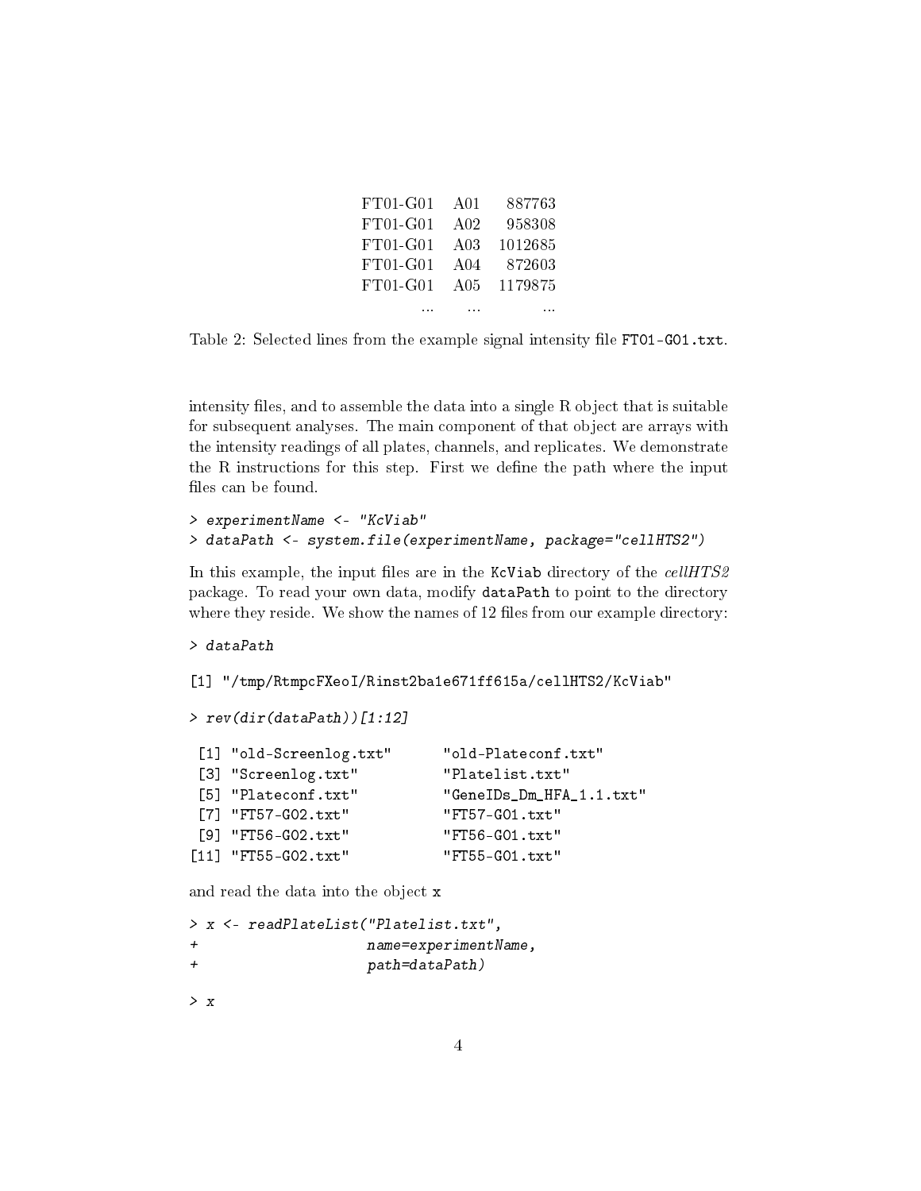| | | |
|---|---|---|
| FT01-G01 | A01 | 887763 |
| FT01-G01 | A02 | 958308 |
| FT01-G01 | A03 | 1012685 |
| FT01-G01 | A04 | 872603 |
| FT01-G01 | A05 | 1179875 |
| ... | ... | ... |

Table 2: Selected lines from the example signal intensity file `FT01-G01.txt`.

intensity files, and to assemble the data into a single R object that is suitable for subsequent analyses. The main component of that object are arrays with the intensity readings of all plates, channels, and replicates. We demonstrate the R instructions for this step. First we define the path where the input files can be found.

```
> experimentName <- "KcViab"
> dataPath <- system.file(experimentName, package="cellHTS2")
```

In this example, the input files are in the `KcViab` directory of the *cellHTS2* package. To read your own data, modify `dataPath` to point to the directory where they reside. We show the names of 12 files from our example directory:

```
> dataPath

[1] "/tmp/RtmpcFXeoI/Rinst2ba1e671ff615a/cellHTS2/KcViab"

> rev(dir(dataPath))[1:12]

 [1] "old-Screenlog.txt"      "old-Plateconf.txt"
 [3] "Screenlog.txt"          "Platelist.txt"
 [5] "Plateconf.txt"          "GeneIDs_Dm_HFA_1.1.txt"
 [7] "FT57-G02.txt"           "FT57-G01.txt"
 [9] "FT56-G02.txt"           "FT56-G01.txt"
[11] "FT55-G02.txt"           "FT55-G01.txt"
```

and read the data into the object `x`

```
> x <- readPlateList("Platelist.txt",
+                    name=experimentName,
+                    path=dataPath)

> x
```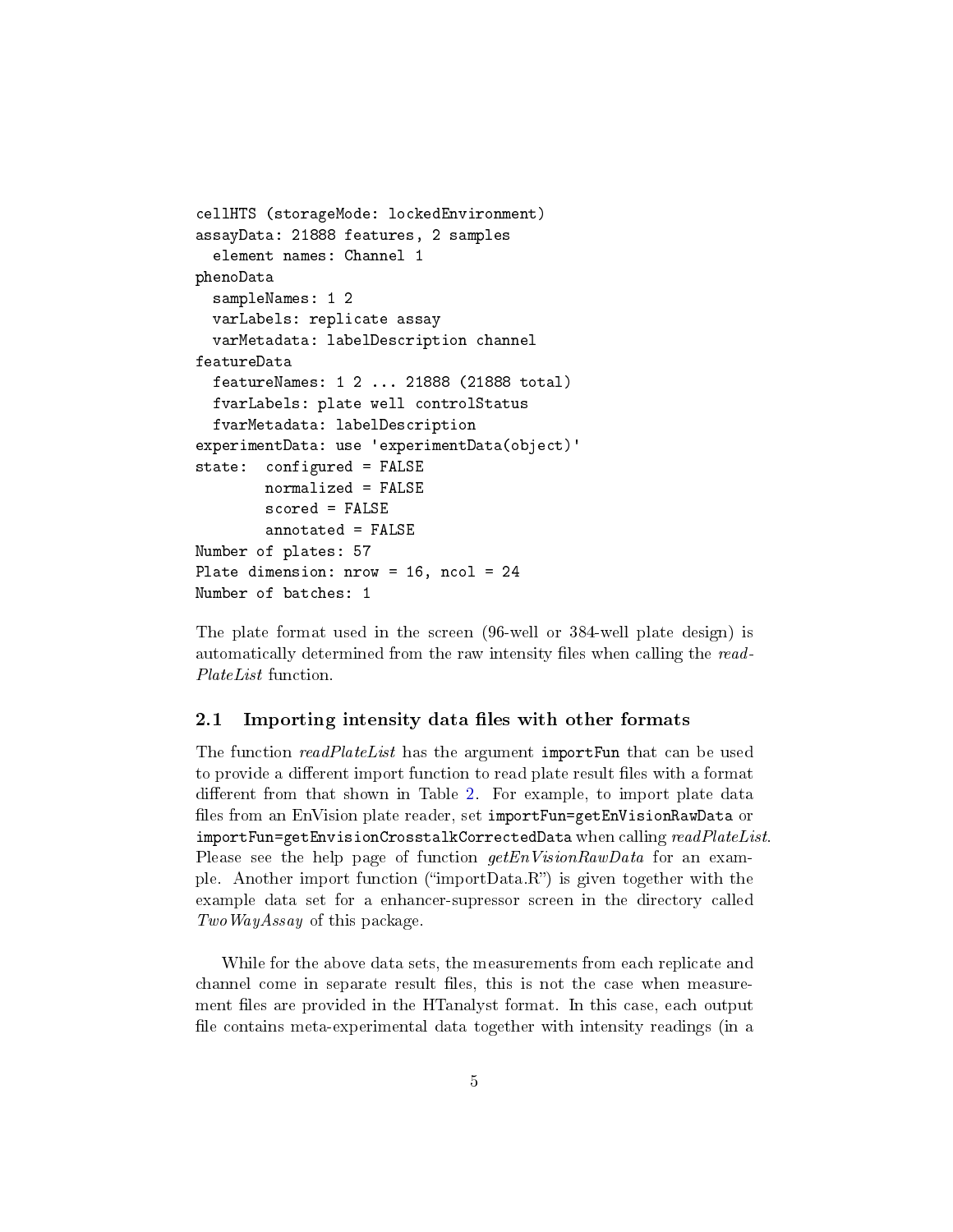```
cellHTS (storageMode: lockedEnvironment)
assayData: 21888 features, 2 samples
  element names: Channel 1
phenoData
  sampleNames: 1 2
  varLabels: replicate assay
  varMetadata: labelDescription channel
featureData
  featureNames: 1 2 ... 21888 (21888 total)
  fvarLabels: plate well controlStatus
  fvarMetadata: labelDescription
experimentData: use 'experimentData(object)'
state:  configured = FALSE
        normalized = FALSE
        scored = FALSE
        annotated = FALSE
Number of plates: 57
Plate dimension: nrow = 16, ncol = 24
Number of batches: 1
```

The plate format used in the screen (96-well or 384-well plate design) is automatically determined from the raw intensity files when calling the *readPlateList* function.

## 2.1 Importing intensity data files with other formats

The function *readPlateList* has the argument `importFun` that can be used to provide a different import function to read plate result files with a format different from that shown in Table 2. For example, to import plate data files from an EnVision plate reader, set `importFun=getEnVisionRawData` or `importFun=getEnvisionCrosstalkCorrectedData` when calling *readPlateList*. Please see the help page of function *getEnVisionRawData* for an example. Another import function ("importData.R") is given together with the example data set for a enhancer-supressor screen in the directory called *TwoWayAssay* of this package.

While for the above data sets, the measurements from each replicate and channel come in separate result files, this is not the case when measurement files are provided in the HTanalyst format. In this case, each output file contains meta-experimental data together with intensity readings (in a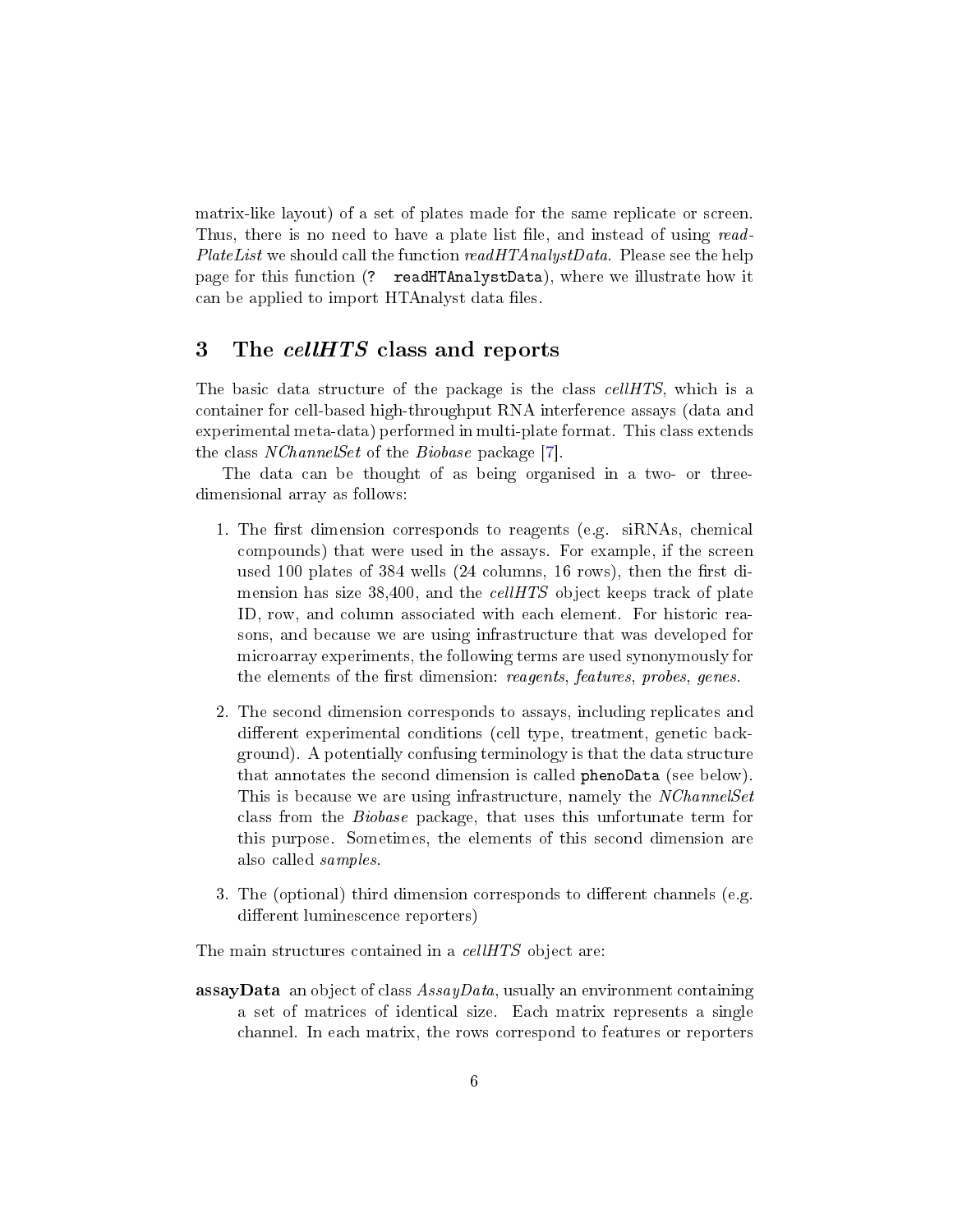matrix-like layout) of a set of plates made for the same replicate or screen. Thus, there is no need to have a plate list file, and instead of using *readPlateList* we should call the function *readHTAnalystData*. Please see the help page for this function (`? readHTAnalystData`), where we illustrate how it can be applied to import HTAnalyst data files.

## 3 The *cellHTS* class and reports

The basic data structure of the package is the class *cellHTS*, which is a container for cell-based high-throughput RNA interference assays (data and experimental meta-data) performed in multi-plate format. This class extends the class *NChannelSet* of the *Biobase* package [7].

The data can be thought of as being organised in a two- or three-dimensional array as follows:

1. The first dimension corresponds to reagents (e.g. siRNAs, chemical compounds) that were used in the assays. For example, if the screen used 100 plates of 384 wells (24 columns, 16 rows), then the first dimension has size 38,400, and the *cellHTS* object keeps track of plate ID, row, and column associated with each element. For historic reasons, and because we are using infrastructure that was developed for microarray experiments, the following terms are used synonymously for the elements of the first dimension: *reagents*, *features*, *probes*, *genes*.

2. The second dimension corresponds to assays, including replicates and different experimental conditions (cell type, treatment, genetic background). A potentially confusing terminology is that the data structure that annotates the second dimension is called `phenoData` (see below). This is because we are using infrastructure, namely the *NChannelSet* class from the *Biobase* package, that uses this unfortunate term for this purpose. Sometimes, the elements of this second dimension are also called *samples*.

3. The (optional) third dimension corresponds to different channels (e.g. different luminescence reporters)

The main structures contained in a *cellHTS* object are:

**assayData** an object of class *AssayData*, usually an environment containing a set of matrices of identical size. Each matrix represents a single channel. In each matrix, the rows correspond to features or reporters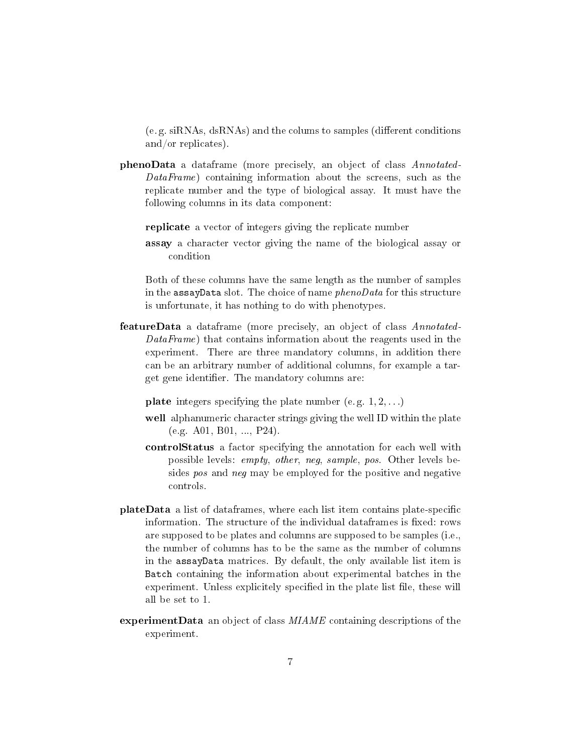(e. g. siRNAs, dsRNAs) and the colums to samples (different conditions and/or replicates).

**phenoData** a dataframe (more precisely, an object of class *AnnotatedDataFrame*) containing information about the screens, such as the replicate number and the type of biological assay. It must have the following columns in its data component:

> **replicate** a vector of integers giving the replicate number
>
> **assay** a character vector giving the name of the biological assay or condition
>
> Both of these columns have the same length as the number of samples in the `assayData` slot. The choice of name *phenoData* for this structure is unfortunate, it has nothing to do with phenotypes.

**featureData** a dataframe (more precisely, an object of class *AnnotatedDataFrame*) that contains information about the reagents used in the experiment. There are three mandatory columns, in addition there can be an arbitrary number of additional columns, for example a target gene identifier. The mandatory columns are:

> **plate** integers specifying the plate number (e. g. $1, 2, \ldots$)
>
> **well** alphanumeric character strings giving the well ID within the plate (e.g. A01, B01, ..., P24).
>
> **controlStatus** a factor specifying the annotation for each well with possible levels: *empty*, *other*, *neg*, *sample*, *pos*. Other levels besides *pos* and *neg* may be employed for the positive and negative controls.

**plateData** a list of dataframes, where each list item contains plate-specific information. The structure of the individual dataframes is fixed: rows are supposed to be plates and columns are supposed to be samples (i.e., the number of columns has to be the same as the number of columns in the `assayData` matrices. By default, the only available list item is `Batch` containing the information about experimental batches in the experiment. Unless explicitely specified in the plate list file, these will all be set to 1.

**experimentData** an object of class *MIAME* containing descriptions of the experiment.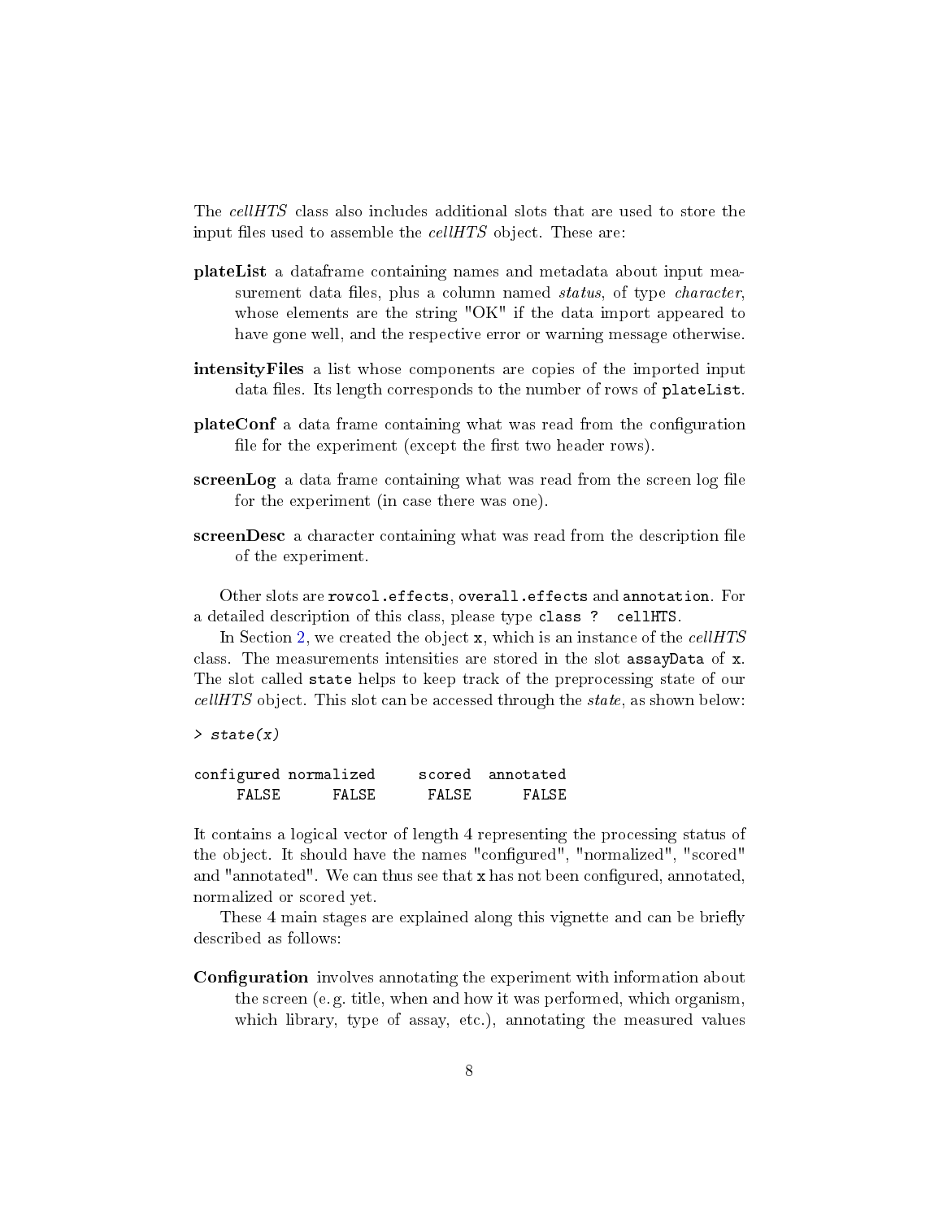The *cellHTS* class also includes additional slots that are used to store the input files used to assemble the *cellHTS* object. These are:

**plateList** a dataframe containing names and metadata about input measurement data files, plus a column named *status*, of type *character*, whose elements are the string "OK" if the data import appeared to have gone well, and the respective error or warning message otherwise.

**intensityFiles** a list whose components are copies of the imported input data files. Its length corresponds to the number of rows of `plateList`.

**plateConf** a data frame containing what was read from the configuration file for the experiment (except the first two header rows).

**screenLog** a data frame containing what was read from the screen log file for the experiment (in case there was one).

**screenDesc** a character containing what was read from the description file of the experiment.

Other slots are `rowcol.effects`, `overall.effects` and `annotation`. For a detailed description of this class, please type `class ? cellHTS`.

In Section 2, we created the object `x`, which is an instance of the *cellHTS* class. The measurements intensities are stored in the slot `assayData` of `x`. The slot called `state` helps to keep track of the preprocessing state of our *cellHTS* object. This slot can be accessed through the *state*, as shown below:

```
> state(x)

configured normalized     scored  annotated 
     FALSE      FALSE      FALSE      FALSE 
```

It contains a logical vector of length 4 representing the processing status of the object. It should have the names "configured", "normalized", "scored" and "annotated". We can thus see that `x` has not been configured, annotated, normalized or scored yet.

These 4 main stages are explained along this vignette and can be briefly described as follows:

**Configuration** involves annotating the experiment with information about the screen (e.g. title, when and how it was performed, which organism, which library, type of assay, etc.), annotating the measured values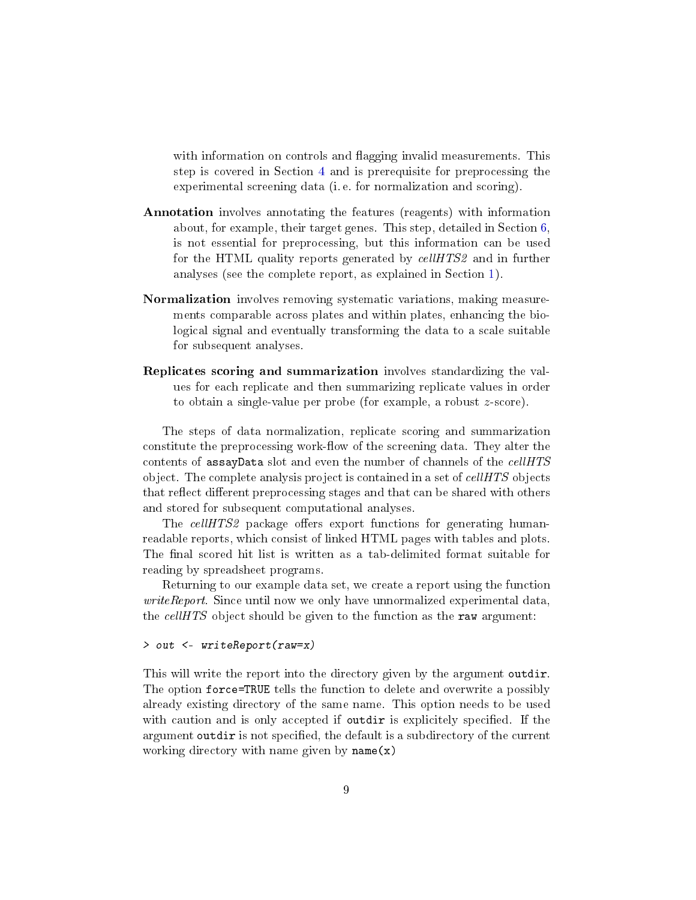with information on controls and flagging invalid measurements. This step is covered in Section 4 and is prerequisite for preprocessing the experimental screening data (i. e. for normalization and scoring).

**Annotation** involves annotating the features (reagents) with information about, for example, their target genes. This step, detailed in Section 6, is not essential for preprocessing, but this information can be used for the HTML quality reports generated by *cellHTS2* and in further analyses (see the complete report, as explained in Section 1).

**Normalization** involves removing systematic variations, making measurements comparable across plates and within plates, enhancing the biological signal and eventually transforming the data to a scale suitable for subsequent analyses.

**Replicates scoring and summarization** involves standardizing the values for each replicate and then summarizing replicate values in order to obtain a single-value per probe (for example, a robust $z$-score).

The steps of data normalization, replicate scoring and summarization constitute the preprocessing work-flow of the screening data. They alter the contents of `assayData` slot and even the number of channels of the *cellHTS* object. The complete analysis project is contained in a set of *cellHTS* objects that reflect different preprocessing stages and that can be shared with others and stored for subsequent computational analyses.

The *cellHTS2* package offers export functions for generating human-readable reports, which consist of linked HTML pages with tables and plots. The final scored hit list is written as a tab-delimited format suitable for reading by spreadsheet programs.

Returning to our example data set, we create a report using the function *writeReport*. Since until now we only have unnormalized experimental data, the *cellHTS* object should be given to the function as the `raw` argument:

```
> out <- writeReport(raw=x)
```

This will write the report into the directory given by the argument `outdir`. The option `force=TRUE` tells the function to delete and overwrite a possibly already existing directory of the same name. This option needs to be used with caution and is only accepted if `outdir` is explicitely specified. If the argument `outdir` is not specified, the default is a subdirectory of the current working directory with name given by `name(x)`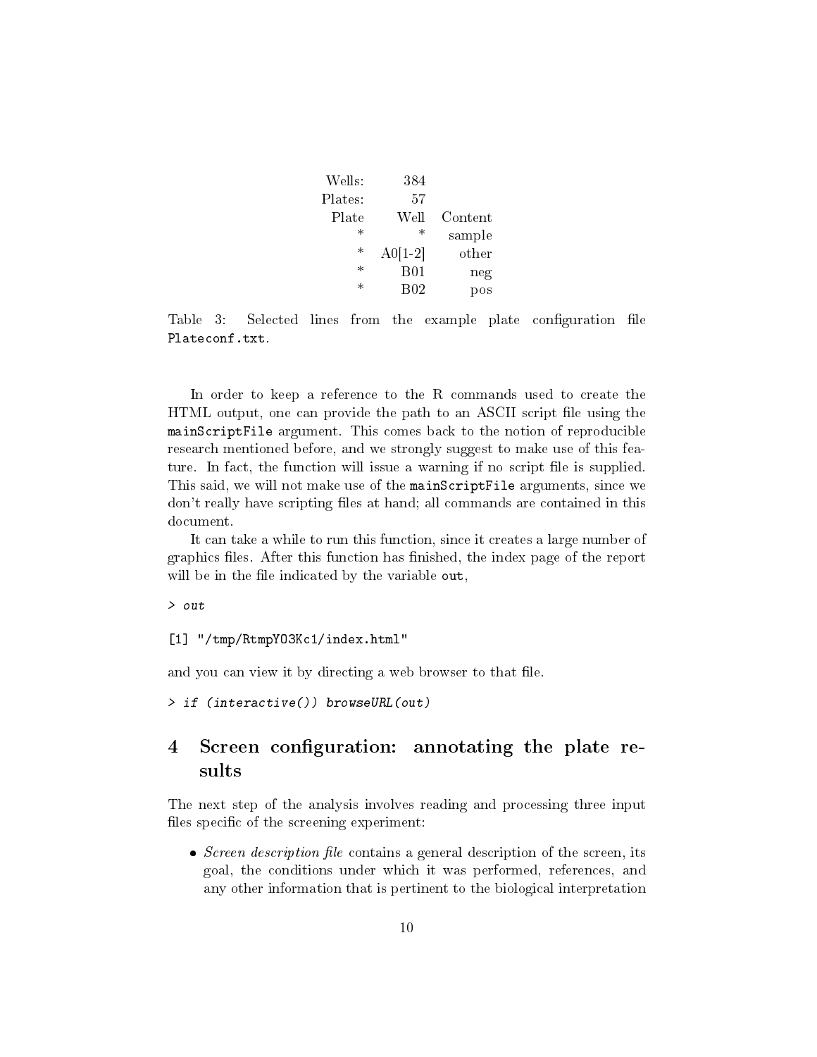| | | |
|---|---|---|
| Wells: | 384 | |
| Plates: | 57 | |
| Plate | Well | Content |
| * | * | sample |
| * | A0[1-2] | other |
| * | B01 | neg |
| * | B02 | pos |

Table 3: Selected lines from the example plate configuration file `Plateconf.txt`.

In order to keep a reference to the R commands used to create the HTML output, one can provide the path to an ASCII script file using the `mainScriptFile` argument. This comes back to the notion of reproducible research mentioned before, and we strongly suggest to make use of this feature. In fact, the function will issue a warning if no script file is supplied. This said, we will not make use of the `mainScriptFile` arguments, since we don't really have scripting files at hand; all commands are contained in this document.

It can take a while to run this function, since it creates a large number of graphics files. After this function has finished, the index page of the report will be in the file indicated by the variable `out`,

```
> out

[1] "/tmp/RtmpY03Kc1/index.html"
```

and you can view it by directing a web browser to that file.

```
> if (interactive()) browseURL(out)
```

## 4 Screen configuration: annotating the plate results

The next step of the analysis involves reading and processing three input files specific of the screening experiment:

- *Screen description file* contains a general description of the screen, its goal, the conditions under which it was performed, references, and any other information that is pertinent to the biological interpretation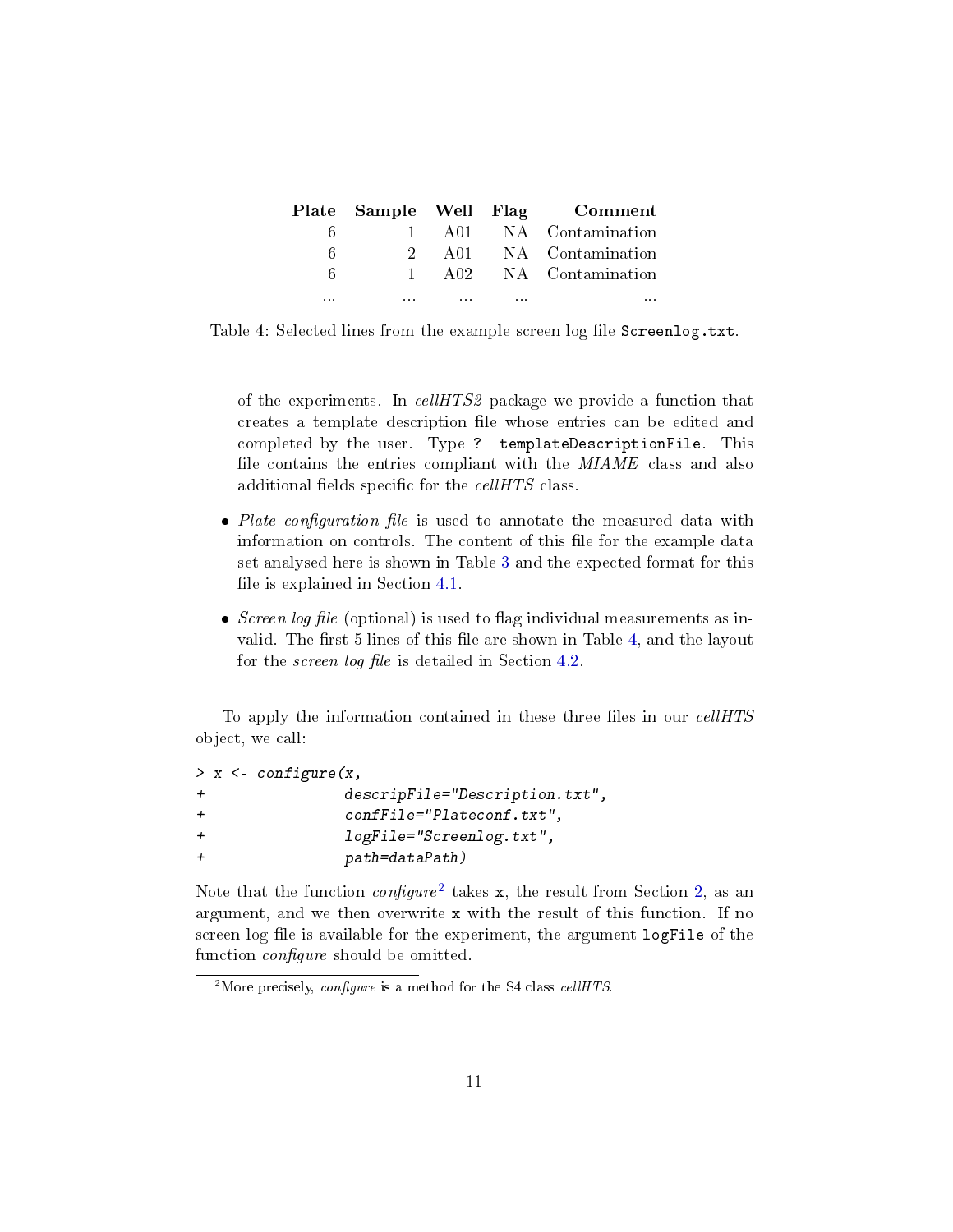| Plate | Sample | Well | Flag | Comment |
|---|---|---|---|---|
| 6 | 1 | A01 | NA | Contamination |
| 6 | 2 | A01 | NA | Contamination |
| 6 | 1 | A02 | NA | Contamination |
| ... | ... | ... | ... | ... |

Table 4: Selected lines from the example screen log file `Screenlog.txt`.

of the experiments. In *cellHTS2* package we provide a function that creates a template description file whose entries can be edited and completed by the user. Type `? templateDescriptionFile`. This file contains the entries compliant with the *MIAME* class and also additional fields specific for the *cellHTS* class.

- *Plate configuration file* is used to annotate the measured data with information on controls. The content of this file for the example data set analysed here is shown in Table 3 and the expected format for this file is explained in Section 4.1.
- *Screen log file* (optional) is used to flag individual measurements as invalid. The first 5 lines of this file are shown in Table 4, and the layout for the *screen log file* is detailed in Section 4.2.

To apply the information contained in these three files in our *cellHTS* object, we call:

```
> x <- configure(x,
+                descripFile="Description.txt",
+                confFile="Plateconf.txt",
+                logFile="Screenlog.txt",
+                path=dataPath)
```

Note that the function *configure*[2] takes `x`, the result from Section 2, as an argument, and we then overwrite `x` with the result of this function. If no screen log file is available for the experiment, the argument `logFile` of the function *configure* should be omitted.

[2]More precisely, *configure* is a method for the S4 class *cellHTS*.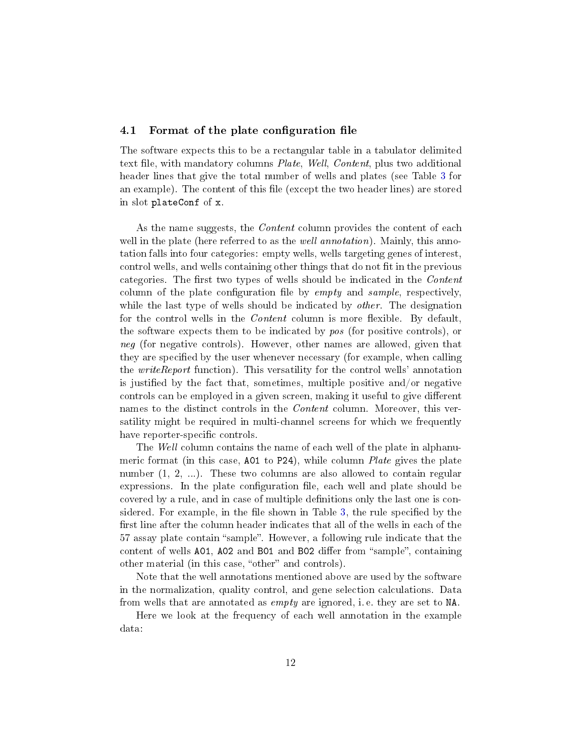### 4.1 Format of the plate configuration file

The software expects this to be a rectangular table in a tabulator delimited text file, with mandatory columns *Plate*, *Well*, *Content*, plus two additional header lines that give the total number of wells and plates (see Table 3 for an example). The content of this file (except the two header lines) are stored in slot `plateConf` of `x`.

As the name suggests, the *Content* column provides the content of each well in the plate (here referred to as the *well annotation*). Mainly, this annotation falls into four categories: empty wells, wells targeting genes of interest, control wells, and wells containing other things that do not fit in the previous categories. The first two types of wells should be indicated in the *Content* column of the plate configuration file by *empty* and *sample*, respectively, while the last type of wells should be indicated by *other*. The designation for the control wells in the *Content* column is more flexible. By default, the software expects them to be indicated by *pos* (for positive controls), or *neg* (for negative controls). However, other names are allowed, given that they are specified by the user whenever necessary (for example, when calling the *writeReport* function). This versatility for the control wells' annotation is justified by the fact that, sometimes, multiple positive and/or negative controls can be employed in a given screen, making it useful to give different names to the distinct controls in the *Content* column. Moreover, this versatility might be required in multi-channel screens for which we frequently have reporter-specific controls.

The *Well* column contains the name of each well of the plate in alphanumeric format (in this case, `A01` to `P24`), while column *Plate* gives the plate number (1, 2, ...). These two columns are also allowed to contain regular expressions. In the plate configuration file, each well and plate should be covered by a rule, and in case of multiple definitions only the last one is considered. For example, in the file shown in Table 3, the rule specified by the first line after the column header indicates that all of the wells in each of the 57 assay plate contain "sample". However, a following rule indicate that the content of wells `A01`, `A02` and `B01` and `B02` differ from "sample", containing other material (in this case, "other" and controls).

Note that the well annotations mentioned above are used by the software in the normalization, quality control, and gene selection calculations. Data from wells that are annotated as *empty* are ignored, i. e. they are set to `NA`.

Here we look at the frequency of each well annotation in the example data: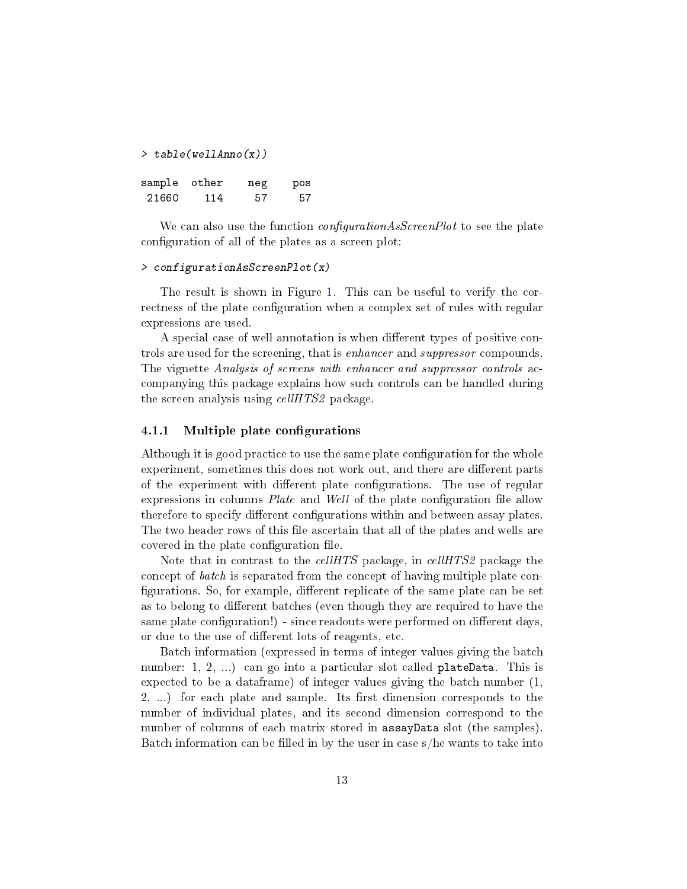```
> table(wellAnno(x))

sample  other    neg    pos
 21660    114     57     57
```

We can also use the function *configurationAsScreenPlot* to see the plate configuration of all of the plates as a screen plot:

```
> configurationAsScreenPlot(x)
```

The result is shown in Figure 1. This can be useful to verify the correctness of the plate configuration when a complex set of rules with regular expressions are used.

A special case of well annotation is when different types of positive controls are used for the screening, that is *enhancer* and *suppressor* compounds. The vignette *Analysis of screens with enhancer and suppressor controls* accompanying this package explains how such controls can be handled during the screen analysis using *cellHTS2* package.

### 4.1.1 Multiple plate configurations

Although it is good practice to use the same plate configuration for the whole experiment, sometimes this does not work out, and there are different parts of the experiment with different plate configurations. The use of regular expressions in columns *Plate* and *Well* of the plate configuration file allow therefore to specify different configurations within and between assay plates. The two header rows of this file ascertain that all of the plates and wells are covered in the plate configuration file.

Note that in contrast to the *cellHTS* package, in *cellHTS2* package the concept of *batch* is separated from the concept of having multiple plate configurations. So, for example, different replicate of the same plate can be set as to belong to different batches (even though they are required to have the same plate configuration!) - since readouts were performed on different days, or due to the use of different lots of reagents, etc.

Batch information (expressed in terms of integer values giving the batch number: 1, 2, ...) can go into a particular slot called `plateData`. This is expected to be a dataframe) of integer values giving the batch number (1, 2, ...) for each plate and sample. Its first dimension corresponds to the number of individual plates, and its second dimension correspond to the number of columns of each matrix stored in `assayData` slot (the samples). Batch information can be filled in by the user in case s/he wants to take into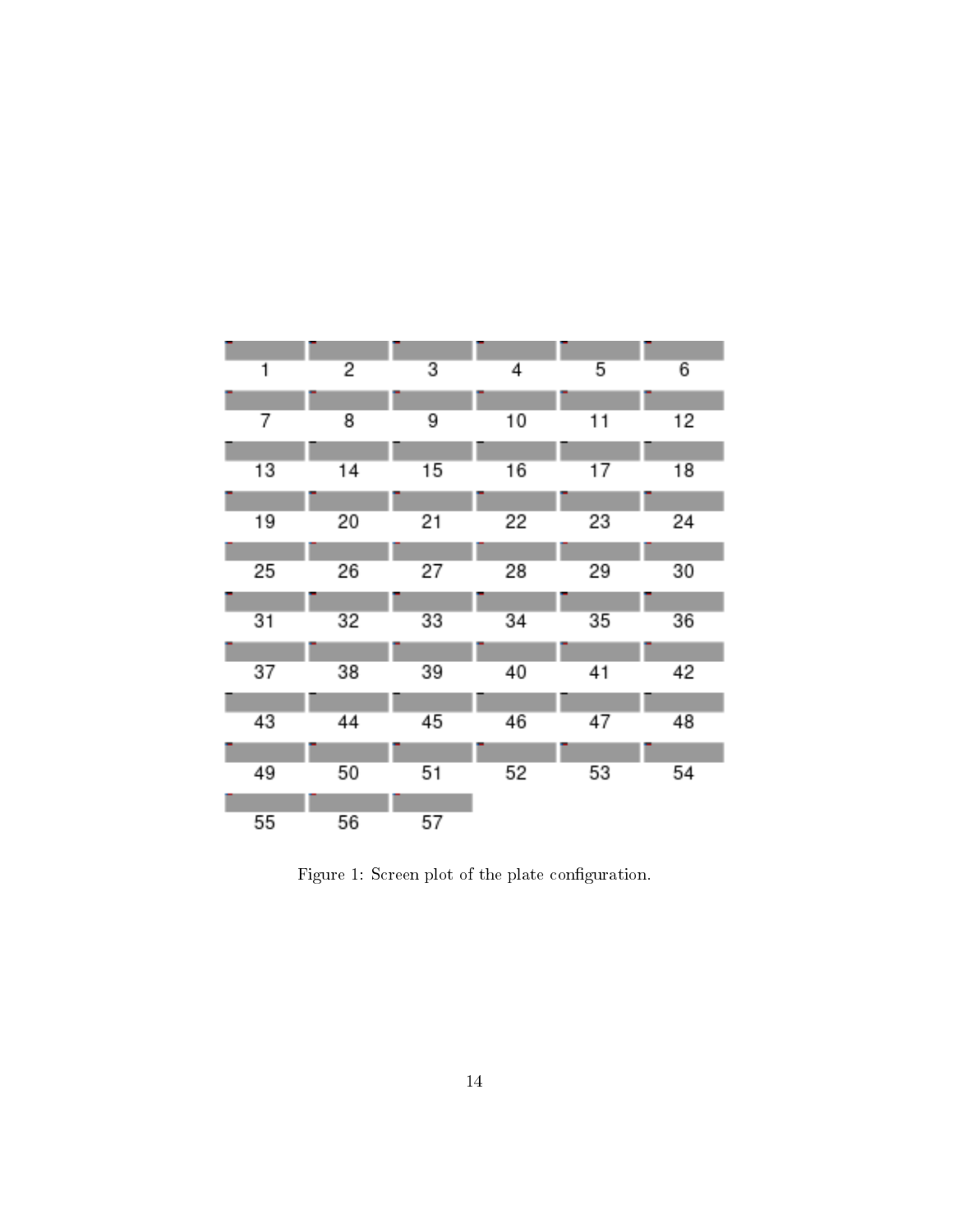1 2 3 4 5 6

7 8 9 10 11 12

13 14 15 16 17 18

19 20 21 22 23 24

25 26 27 28 29 30

31 32 33 34 35 36

37 38 39 40 41 42

43 44 45 46 47 48

49 50 51 52 53 54

55 56 57

Figure 1: Screen plot of the plate configuration.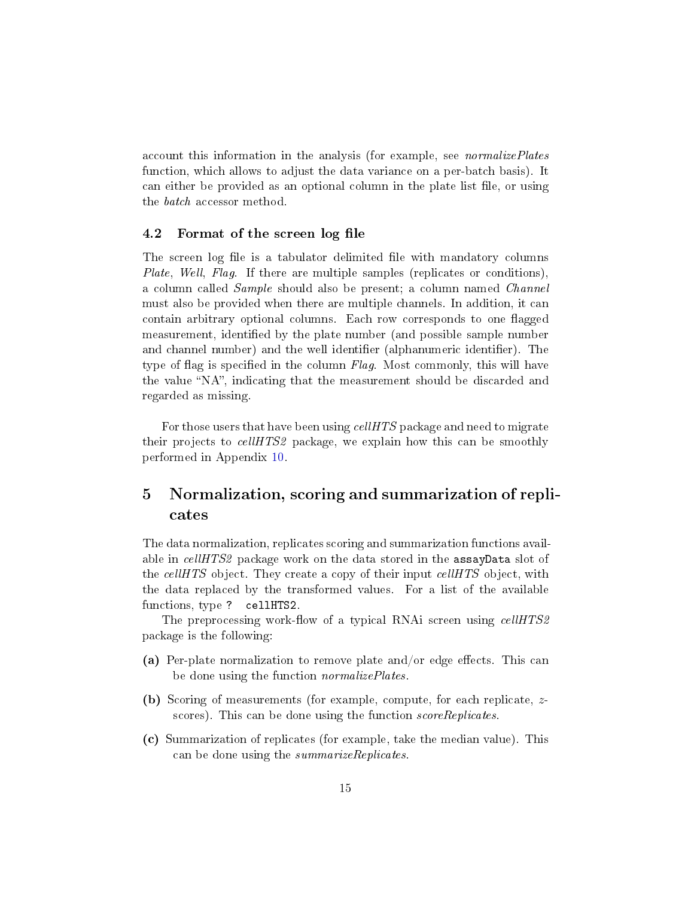account this information in the analysis (for example, see *normalizePlates* function, which allows to adjust the data variance on a per-batch basis). It can either be provided as an optional column in the plate list file, or using the *batch* accessor method.

### 4.2 Format of the screen log file

The screen log file is a tabulator delimited file with mandatory columns *Plate*, *Well*, *Flag*. If there are multiple samples (replicates or conditions), a column called *Sample* should also be present; a column named *Channel* must also be provided when there are multiple channels. In addition, it can contain arbitrary optional columns. Each row corresponds to one flagged measurement, identified by the plate number (and possible sample number and channel number) and the well identifier (alphanumeric identifier). The type of flag is specified in the column *Flag*. Most commonly, this will have the value "NA", indicating that the measurement should be discarded and regarded as missing.

For those users that have been using *cellHTS* package and need to migrate their projects to *cellHTS2* package, we explain how this can be smoothly performed in Appendix 10.

## 5 Normalization, scoring and summarization of replicates

The data normalization, replicates scoring and summarization functions available in *cellHTS2* package work on the data stored in the `assayData` slot of the *cellHTS* object. They create a copy of their input *cellHTS* object, with the data replaced by the transformed values. For a list of the available functions, type `? cellHTS2`.

The preprocessing work-flow of a typical RNAi screen using *cellHTS2* package is the following:

**(a)** Per-plate normalization to remove plate and/or edge effects. This can be done using the function *normalizePlates*.

**(b)** Scoring of measurements (for example, compute, for each replicate, $z$-scores). This can be done using the function *scoreReplicates*.

**(c)** Summarization of replicates (for example, take the median value). This can be done using the *summarizeReplicates*.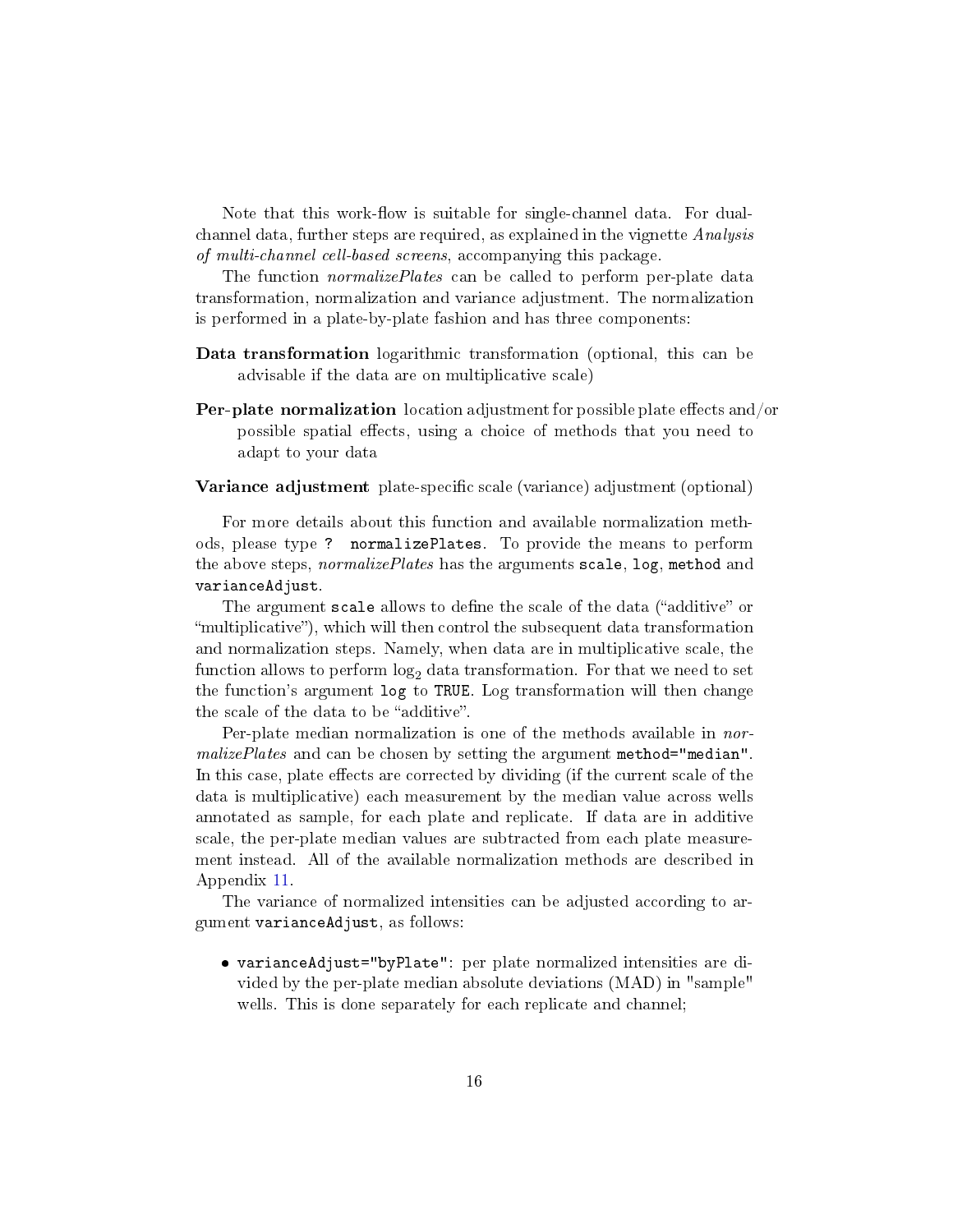Note that this work-flow is suitable for single-channel data. For dual-channel data, further steps are required, as explained in the vignette *Analysis of multi-channel cell-based screens*, accompanying this package.

The function *normalizePlates* can be called to perform per-plate data transformation, normalization and variance adjustment. The normalization is performed in a plate-by-plate fashion and has three components:

**Data transformation** logarithmic transformation (optional, this can be advisable if the data are on multiplicative scale)

**Per-plate normalization** location adjustment for possible plate effects and/or possible spatial effects, using a choice of methods that you need to adapt to your data

**Variance adjustment** plate-specific scale (variance) adjustment (optional)

For more details about this function and available normalization methods, please type `? normalizePlates`. To provide the means to perform the above steps, *normalizePlates* has the arguments `scale`, `log`, `method` and `varianceAdjust`.

The argument `scale` allows to define the scale of the data ("additive" or "multiplicative"), which will then control the subsequent data transformation and normalization steps. Namely, when data are in multiplicative scale, the function allows to perform $\log_2$ data transformation. For that we need to set the function's argument `log` to `TRUE`. Log transformation will then change the scale of the data to be "additive".

Per-plate median normalization is one of the methods available in *normalizePlates* and can be chosen by setting the argument `method="median"`. In this case, plate effects are corrected by dividing (if the current scale of the data is multiplicative) each measurement by the median value across wells annotated as sample, for each plate and replicate. If data are in additive scale, the per-plate median values are subtracted from each plate measurement instead. All of the available normalization methods are described in Appendix 11.

The variance of normalized intensities can be adjusted according to argument `varianceAdjust`, as follows:

- `varianceAdjust="byPlate"`: per plate normalized intensities are divided by the per-plate median absolute deviations (MAD) in "sample" wells. This is done separately for each replicate and channel;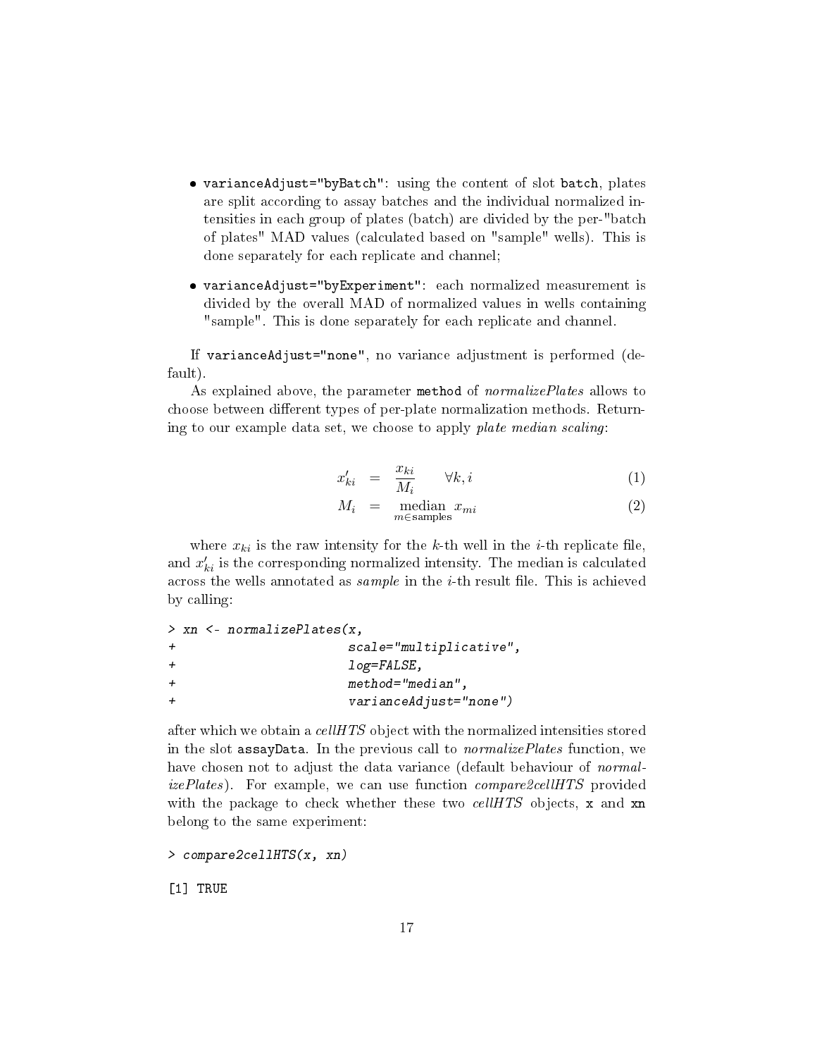- `varianceAdjust="byBatch"`: using the content of slot `batch`, plates are split according to assay batches and the individual normalized intensities in each group of plates (batch) are divided by the per-"batch of plates" MAD values (calculated based on "sample" wells). This is done separately for each replicate and channel;

- `varianceAdjust="byExperiment"`: each normalized measurement is divided by the overall MAD of normalized values in wells containing "sample". This is done separately for each replicate and channel.

If `varianceAdjust="none"`, no variance adjustment is performed (default).

As explained above, the parameter `method` of *normalizePlates* allows to choose between different types of per-plate normalization methods. Returning to our example data set, we choose to apply *plate median scaling*:

$$
\begin{aligned}
x'_{ki} &= \frac{x_{ki}}{M_i} \qquad \forall k, i && (1)\\
M_i &= \underset{m \in \text{samples}}{\text{median}} \; x_{mi} && (2)
\end{aligned}
$$

where $x_{ki}$ is the raw intensity for the $k$-th well in the $i$-th replicate file, and $x'_{ki}$ is the corresponding normalized intensity. The median is calculated across the wells annotated as *sample* in the $i$-th result file. This is achieved by calling:

```
> xn <- normalizePlates(x,
+                       scale="multiplicative",
+                       log=FALSE,
+                       method="median",
+                       varianceAdjust="none")
```

after which we obtain a *cellHTS* object with the normalized intensities stored in the slot `assayData`. In the previous call to *normalizePlates* function, we have chosen not to adjust the data variance (default behaviour of *normalizePlates*). For example, we can use function *compare2cellHTS* provided with the package to check whether these two *cellHTS* objects, `x` and `xn` belong to the same experiment:

```
> compare2cellHTS(x, xn)

[1] TRUE
```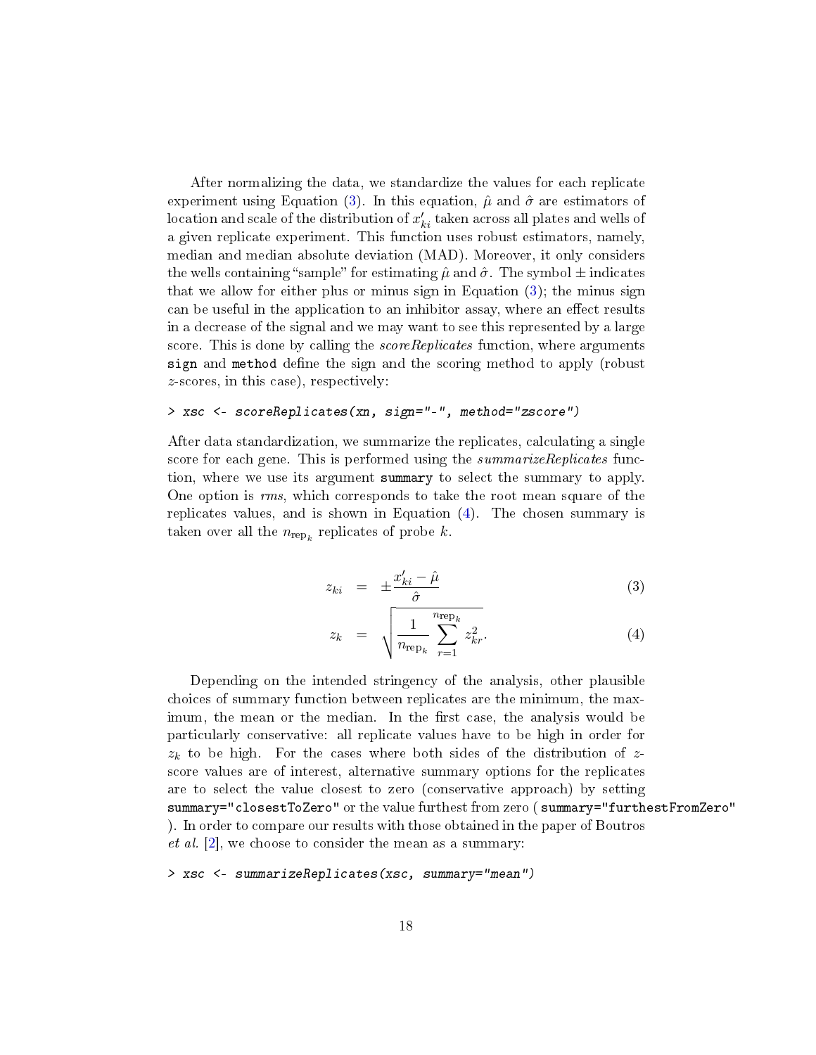After normalizing the data, we standardize the values for each replicate experiment using Equation (3). In this equation, $\hat{\mu}$ and $\hat{\sigma}$ are estimators of location and scale of the distribution of $x'_{ki}$ taken across all plates and wells of a given replicate experiment. This function uses robust estimators, namely, median and median absolute deviation (MAD). Moreover, it only considers the wells containing "sample" for estimating $\hat{\mu}$ and $\hat{\sigma}$. The symbol $\pm$ indicates that we allow for either plus or minus sign in Equation (3); the minus sign can be useful in the application to an inhibitor assay, where an effect results in a decrease of the signal and we may want to see this represented by a large score. This is done by calling the *scoreReplicates* function, where arguments `sign` and `method` define the sign and the scoring method to apply (robust $z$-scores, in this case), respectively:

```
> xsc <- scoreReplicates(xn, sign="-", method="zscore")
```

After data standardization, we summarize the replicates, calculating a single score for each gene. This is performed using the *summarizeReplicates* function, where we use its argument `summary` to select the summary to apply. One option is *rms*, which corresponds to take the root mean square of the replicates values, and is shown in Equation (4). The chosen summary is taken over all the $n_{\text{rep}_k}$ replicates of probe $k$.

$$z_{ki} = \pm \frac{x'_{ki} - \hat{\mu}}{\hat{\sigma}} \tag{3}$$

$$z_k = \sqrt{\frac{1}{n_{\text{rep}_k}} \sum_{r=1}^{n_{\text{rep}_k}} z_{kr}^2}. \tag{4}$$

Depending on the intended stringency of the analysis, other plausible choices of summary function between replicates are the minimum, the maximum, the mean or the median. In the first case, the analysis would be particularly conservative: all replicate values have to be high in order for $z_k$ to be high. For the cases where both sides of the distribution of $z$-score values are of interest, alternative summary options for the replicates are to select the value closest to zero (conservative approach) by setting `summary="closestToZero"` or the value furthest from zero ( `summary="furthestFromZero"` ). In order to compare our results with those obtained in the paper of Boutros *et al.* [2], we choose to consider the mean as a summary:

```
> xsc <- summarizeReplicates(xsc, summary="mean")
```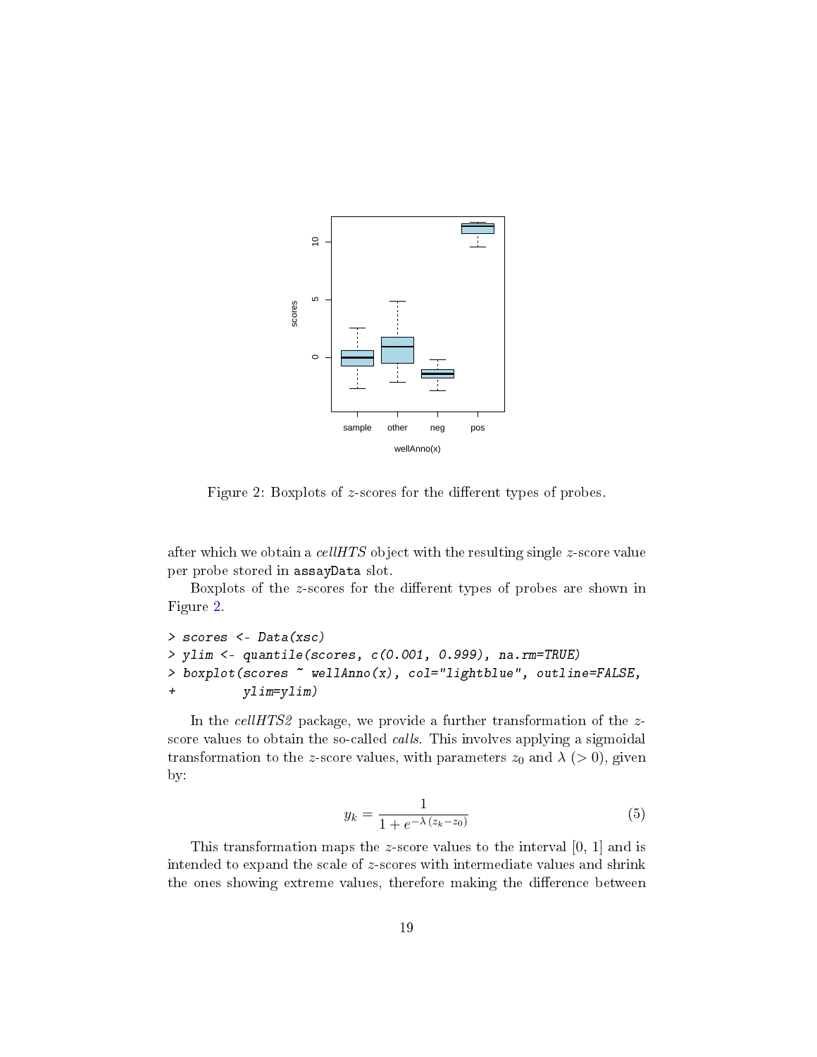scores

10

5

0

sample other neg pos

wellAnno(x)

Figure 2: Boxplots of $z$-scores for the different types of probes.

after which we obtain a *cellHTS* object with the resulting single $z$-score value per probe stored in `assayData` slot.

Boxplots of the $z$-scores for the different types of probes are shown in Figure 2.

```
> scores <- Data(xsc)
> ylim <- quantile(scores, c(0.001, 0.999), na.rm=TRUE)
> boxplot(scores ~ wellAnno(x), col="lightblue", outline=FALSE,
+         ylim=ylim)
```

In the *cellHTS2* package, we provide a further transformation of the $z$-score values to obtain the so-called *calls*. This involves applying a sigmoidal transformation to the $z$-score values, with parameters $z_0$ and $\lambda$ ($> 0$), given by:

$$y_k = \frac{1}{1 + e^{-\lambda\,(z_k - z_0)}} \tag{5}$$

This transformation maps the $z$-score values to the interval [0, 1] and is intended to expand the scale of $z$-scores with intermediate values and shrink the ones showing extreme values, therefore making the difference between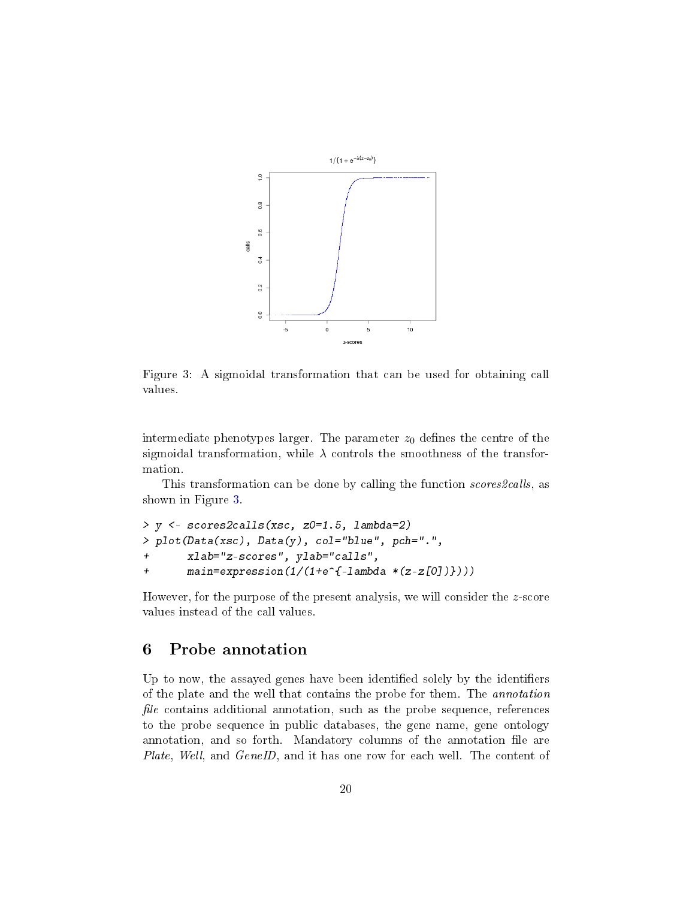$1/(1+e^{-\lambda(z-z_0)})$

calls

1.0
0.8
0.6
0.4
0.2
0.0

-5
0
5
10

z-scores

Figure 3: A sigmoidal transformation that can be used for obtaining call values.

intermediate phenotypes larger. The parameter $z_0$ defines the centre of the sigmoidal transformation, while $\lambda$ controls the smoothness of the transformation.

This transformation can be done by calling the function *scores2calls*, as shown in Figure 3.

```
> y <- scores2calls(xsc, z0=1.5, lambda=2)
> plot(Data(xsc), Data(y), col="blue", pch=".",
+      xlab="z-scores", ylab="calls",
+      main=expression(1/(1+e^{-lambda *(z-z[0])})))
```

However, for the purpose of the present analysis, we will consider the $z$-score values instead of the call values.

## 6 Probe annotation

Up to now, the assayed genes have been identified solely by the identifiers of the plate and the well that contains the probe for them. The *annotation file* contains additional annotation, such as the probe sequence, references to the probe sequence in public databases, the gene name, gene ontology annotation, and so forth. Mandatory columns of the annotation file are *Plate*, *Well*, and *GeneID*, and it has one row for each well. The content of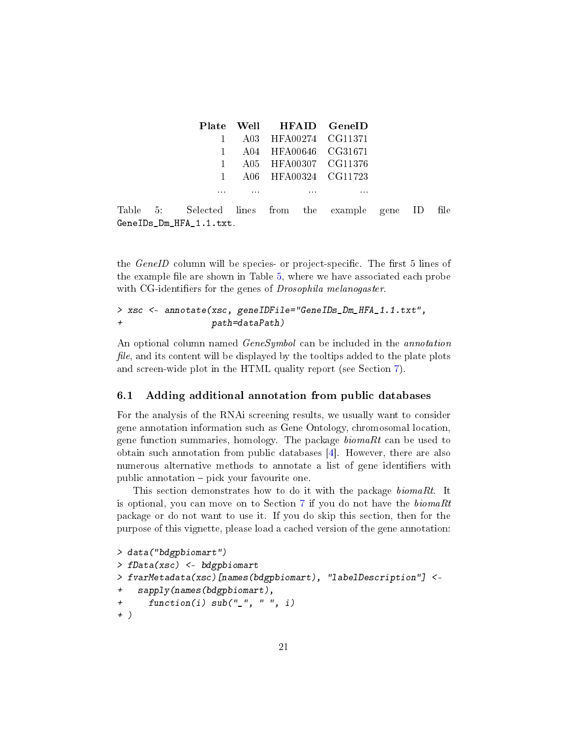| Plate | Well | HFAID | GeneID |
|---|---|---|---|
| 1 | A03 | HFA00274 | CG11371 |
| 1 | A04 | HFA00646 | CG31671 |
| 1 | A05 | HFA00307 | CG11376 |
| 1 | A06 | HFA00324 | CG11723 |
| ... | ... | ... | ... |

Table 5: Selected lines from the example gene ID file `GeneIDs_Dm_HFA_1.1.txt`.

the *GeneID* column will be species- or project-specific. The first 5 lines of the example file are shown in Table 5, where we have associated each probe with CG-identifiers for the genes of *Drosophila melanogaster*.

```
> xsc <- annotate(xsc, geneIDFile="GeneIDs_Dm_HFA_1.1.txt",
+                 path=dataPath)
```

An optional column named *GeneSymbol* can be included in the *annotation file*, and its content will be displayed by the tooltips added to the plate plots and screen-wide plot in the HTML quality report (see Section 7).

## 6.1 Adding additional annotation from public databases

For the analysis of the RNAi screening results, we usually want to consider gene annotation information such as Gene Ontology, chromosomal location, gene function summaries, homology. The package *biomaRt* can be used to obtain such annotation from public databases [4]. However, there are also numerous alternative methods to annotate a list of gene identifiers with public annotation – pick your favourite one.

This section demonstrates how to do it with the package *biomaRt*. It is optional, you can move on to Section 7 if you do not have the *biomaRt* package or do not want to use it. If you do skip this section, then for the purpose of this vignette, please load a cached version of the gene annotation:

```
> data("bdgpbiomart")
> fData(xsc) <- bdgpbiomart
> fvarMetadata(xsc)[names(bdgpbiomart), "labelDescription"] <-
+   sapply(names(bdgpbiomart),
+     function(i) sub("_", " ", i)
+ )
```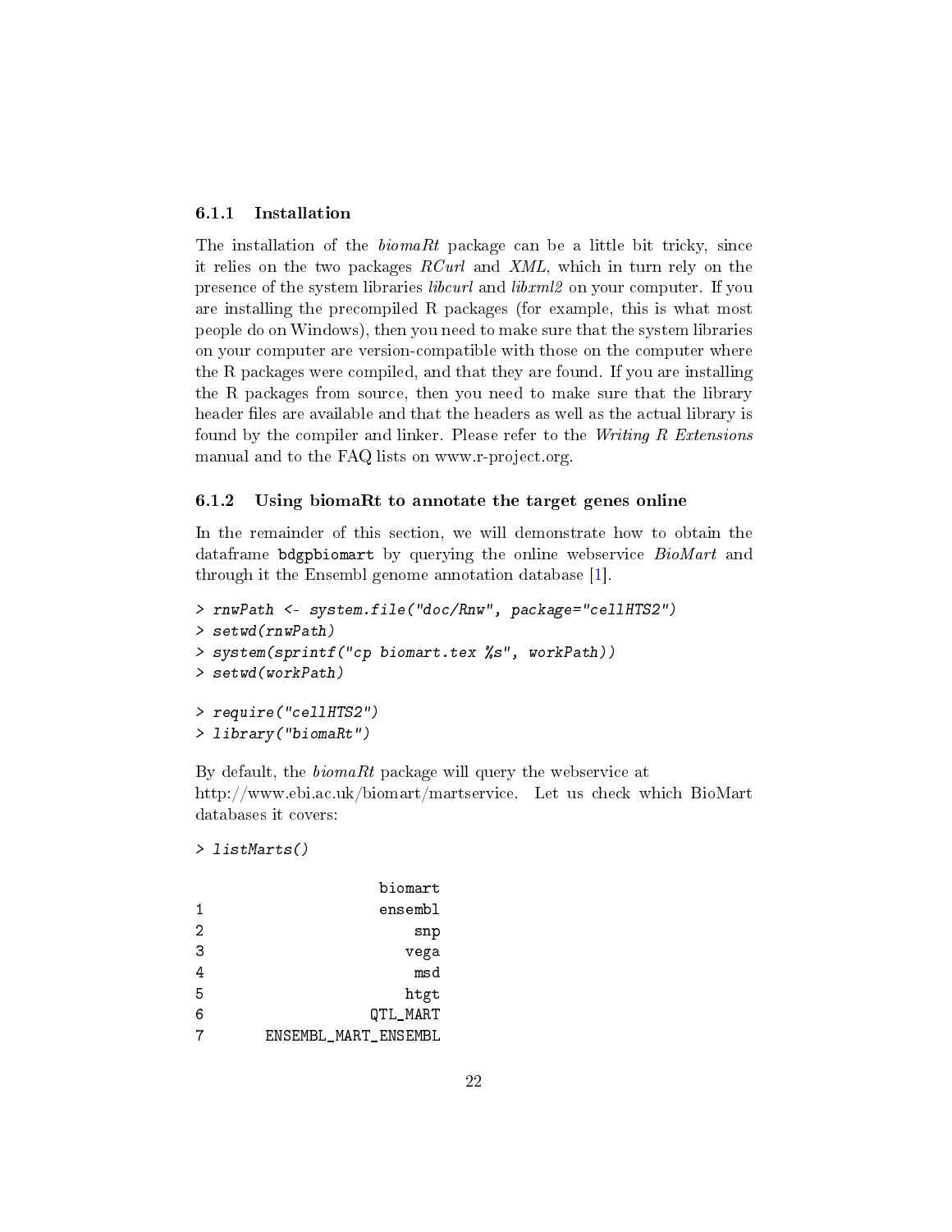### 6.1.1 Installation

The installation of the *biomaRt* package can be a little bit tricky, since it relies on the two packages *RCurl* and *XML*, which in turn rely on the presence of the system libraries *libcurl* and *libxml2* on your computer. If you are installing the precompiled R packages (for example, this is what most people do on Windows), then you need to make sure that the system libraries on your computer are version-compatible with those on the computer where the R packages were compiled, and that they are found. If you are installing the R packages from source, then you need to make sure that the library header files are available and that the headers as well as the actual library is found by the compiler and linker. Please refer to the *Writing R Extensions* manual and to the FAQ lists on www.r-project.org.

### 6.1.2 Using biomaRt to annotate the target genes online

In the remainder of this section, we will demonstrate how to obtain the dataframe **bdgpbiomart** by querying the online webservice *BioMart* and through it the Ensembl genome annotation database [1].

```
> rnwPath <- system.file("doc/Rnw", package="cellHTS2")
> setwd(rnwPath)
> system(sprintf("cp biomart.tex %s", workPath))
> setwd(workPath)
```

```
> require("cellHTS2")
> library("biomaRt")
```

By default, the *biomaRt* package will query the webservice at http://www.ebi.ac.uk/biomart/martservice. Let us check which BioMart databases it covers:

```
> listMarts()
```

```
                 biomart
1                ensembl
2                    snp
3                   vega
4                    msd
5                   htgt
6               QTL_MART
7   ENSEMBL_MART_ENSEMBL
```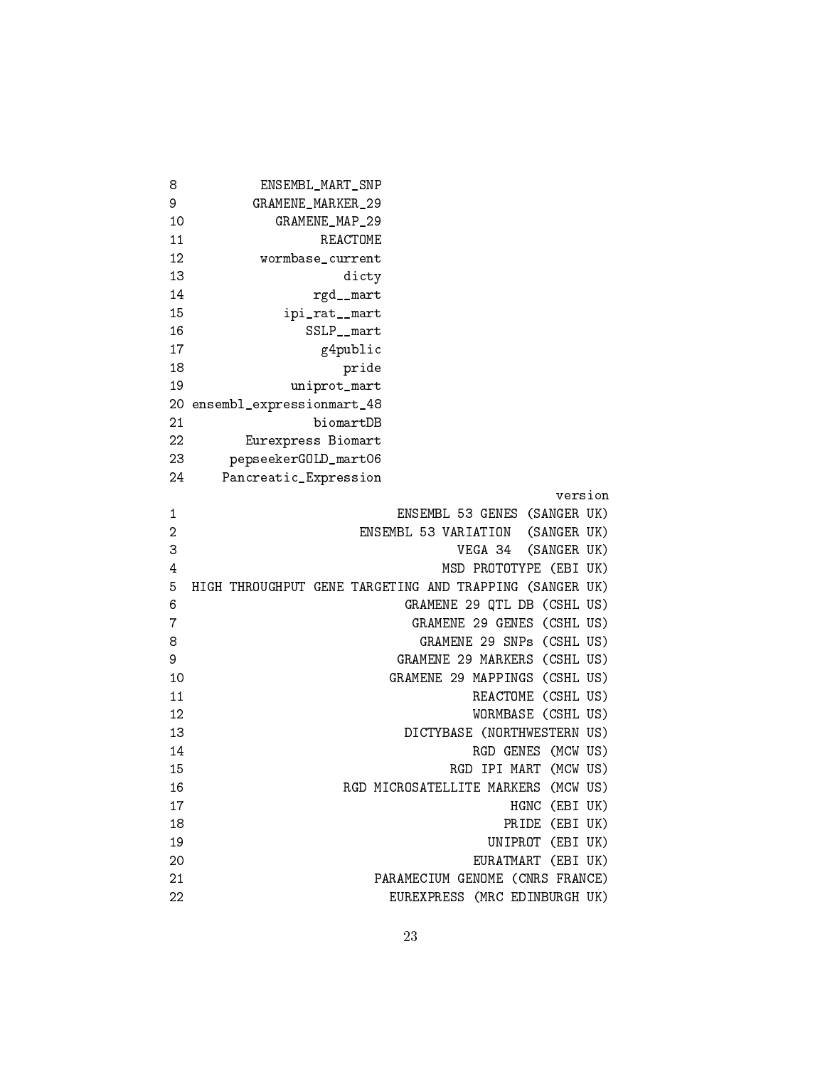```
8          ENSEMBL_MART_SNP
9         GRAMENE_MARKER_29
10           GRAMENE_MAP_29
11                 REACTOME
12          wormbase_current
13                    dicty
14                rgd__mart
15            ipi_rat__mart
16               SSLP__mart
17                 g4public
18                    pride
19             uniprot_mart
20 ensembl_expressionmart_48
21                biomartDB
22        Eurexpress Biomart
23      pepseekerGOLD_mart06
24     Pancreatic_Expression
                                                  version
1                          ENSEMBL 53 GENES (SANGER UK)
2                       ENSEMBL 53 VARIATION  (SANGER UK)
3                                  VEGA 34  (SANGER UK)
4                              MSD PROTOTYPE (EBI UK)
5  HIGH THROUGHPUT GENE TARGETING AND TRAPPING (SANGER UK)
6                          GRAMENE 29 QTL DB (CSHL US)
7                           GRAMENE 29 GENES (CSHL US)
8                            GRAMENE 29 SNPs (CSHL US)
9                         GRAMENE 29 MARKERS (CSHL US)
10                       GRAMENE 29 MAPPINGS (CSHL US)
11                                 REACTOME (CSHL US)
12                                 WORMBASE (CSHL US)
13                         DICTYBASE (NORTHWESTERN US)
14                                 RGD GENES (MCW US)
15                               RGD IPI MART (MCW US)
16                   RGD MICROSATELLITE MARKERS (MCW US)
17                                      HGNC (EBI UK)
18                                     PRIDE (EBI UK)
19                                   UNIPROT (EBI UK)
20                                  EURATMART (EBI UK)
21                      PARAMECIUM GENOME (CNRS FRANCE)
22                         EUREXPRESS (MRC EDINBURGH UK)
```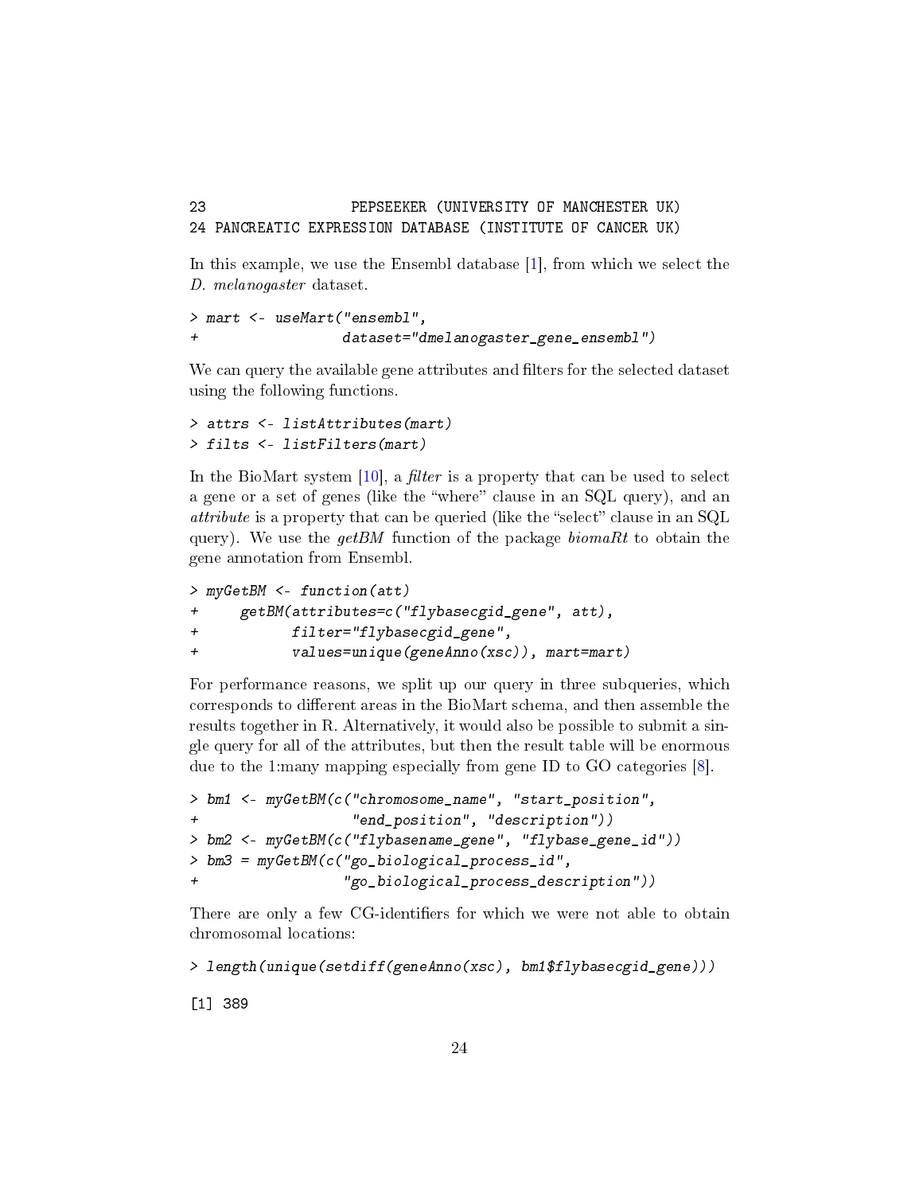```
23                 PEPSEEKER (UNIVERSITY OF MANCHESTER UK)
24 PANCREATIC EXPRESSION DATABASE (INSTITUTE OF CANCER UK)
```

In this example, we use the Ensembl database [1], from which we select the *D. melanogaster* dataset.

```
> mart <- useMart("ensembl",
+                 dataset="dmelanogaster_gene_ensembl")
```

We can query the available gene attributes and filters for the selected dataset using the following functions.

```
> attrs <- listAttributes(mart)
> filts <- listFilters(mart)
```

In the BioMart system [10], a *filter* is a property that can be used to select a gene or a set of genes (like the "where" clause in an SQL query), and an *attribute* is a property that can be queried (like the "select" clause in an SQL query). We use the *getBM* function of the package *biomaRt* to obtain the gene annotation from Ensembl.

```
> myGetBM <- function(att)
+     getBM(attributes=c("flybasecgid_gene", att),
+           filter="flybasecgid_gene",
+           values=unique(geneAnno(xsc)), mart=mart)
```

For performance reasons, we split up our query in three subqueries, which corresponds to different areas in the BioMart schema, and then assemble the results together in R. Alternatively, it would also be possible to submit a single query for all of the attributes, but then the result table will be enormous due to the 1:many mapping especially from gene ID to GO categories [8].

```
> bm1 <- myGetBM(c("chromosome_name", "start_position",
+                  "end_position", "description"))
> bm2 <- myGetBM(c("flybasename_gene", "flybase_gene_id"))
> bm3 = myGetBM(c("go_biological_process_id",
+                 "go_biological_process_description"))
```

There are only a few CG-identifiers for which we were not able to obtain chromosomal locations:

```
> length(unique(setdiff(geneAnno(xsc), bm1$flybasecgid_gene)))

[1] 389
```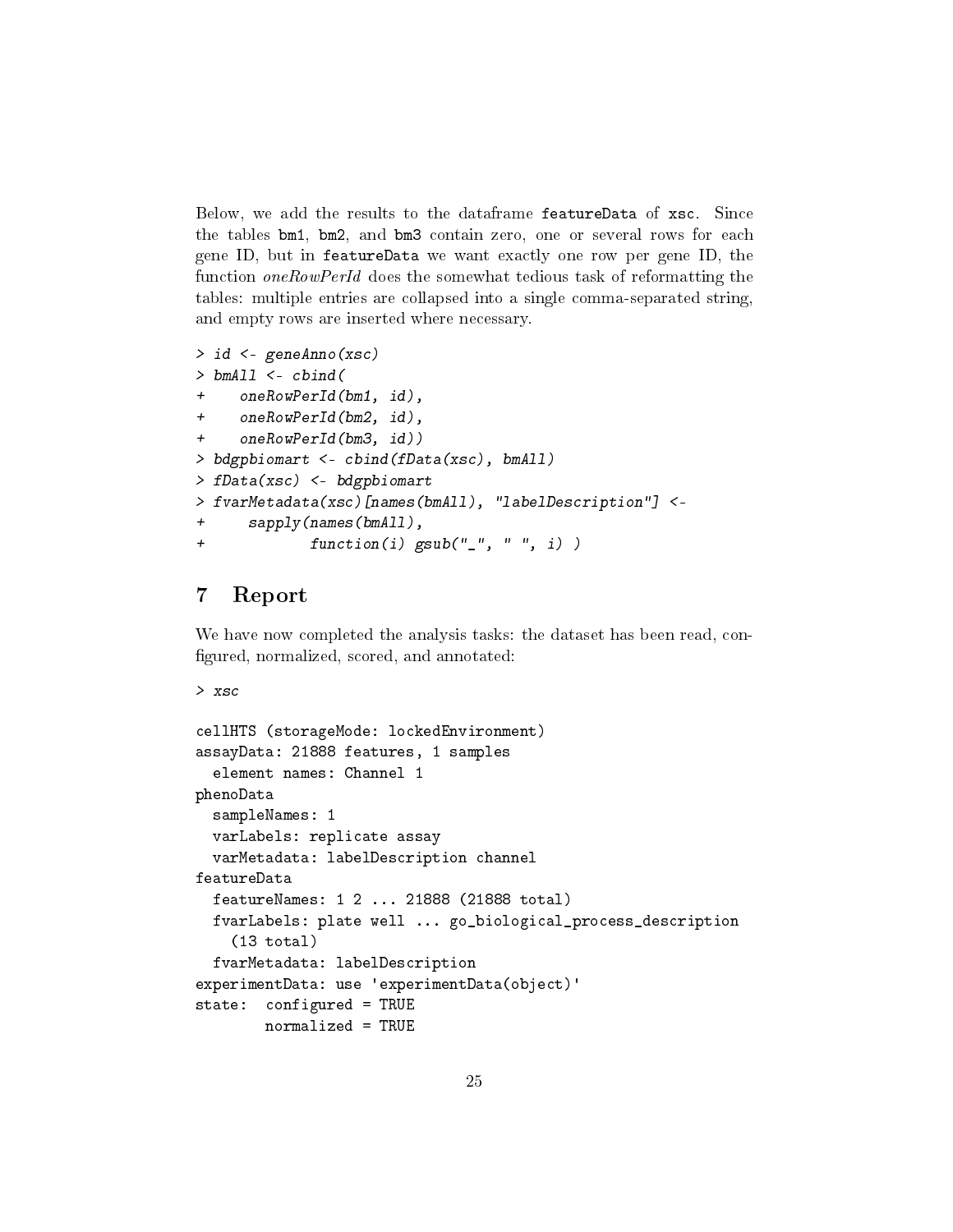Below, we add the results to the dataframe `featureData` of `xsc`. Since the tables `bm1`, `bm2`, and `bm3` contain zero, one or several rows for each gene ID, but in `featureData` we want exactly one row per gene ID, the function *oneRowPerId* does the somewhat tedious task of reformatting the tables: multiple entries are collapsed into a single comma-separated string, and empty rows are inserted where necessary.

```
> id <- geneAnno(xsc)
> bmAll <- cbind(
+     oneRowPerId(bm1, id),
+     oneRowPerId(bm2, id),
+     oneRowPerId(bm3, id))
> bdgpbiomart <- cbind(fData(xsc), bmAll)
> fData(xsc) <- bdgpbiomart
> fvarMetadata(xsc)[names(bmAll), "labelDescription"] <-
+      sapply(names(bmAll),
+             function(i) gsub("_", " ", i) )
```

# 7 Report

We have now completed the analysis tasks: the dataset has been read, configured, normalized, scored, and annotated:

```
> xsc

cellHTS (storageMode: lockedEnvironment)
assayData: 21888 features, 1 samples
  element names: Channel 1
phenoData
  sampleNames: 1
  varLabels: replicate assay
  varMetadata: labelDescription channel
featureData
  featureNames: 1 2 ... 21888 (21888 total)
  fvarLabels: plate well ... go_biological_process_description
    (13 total)
  fvarMetadata: labelDescription
experimentData: use 'experimentData(object)'
state:  configured = TRUE
        normalized = TRUE
```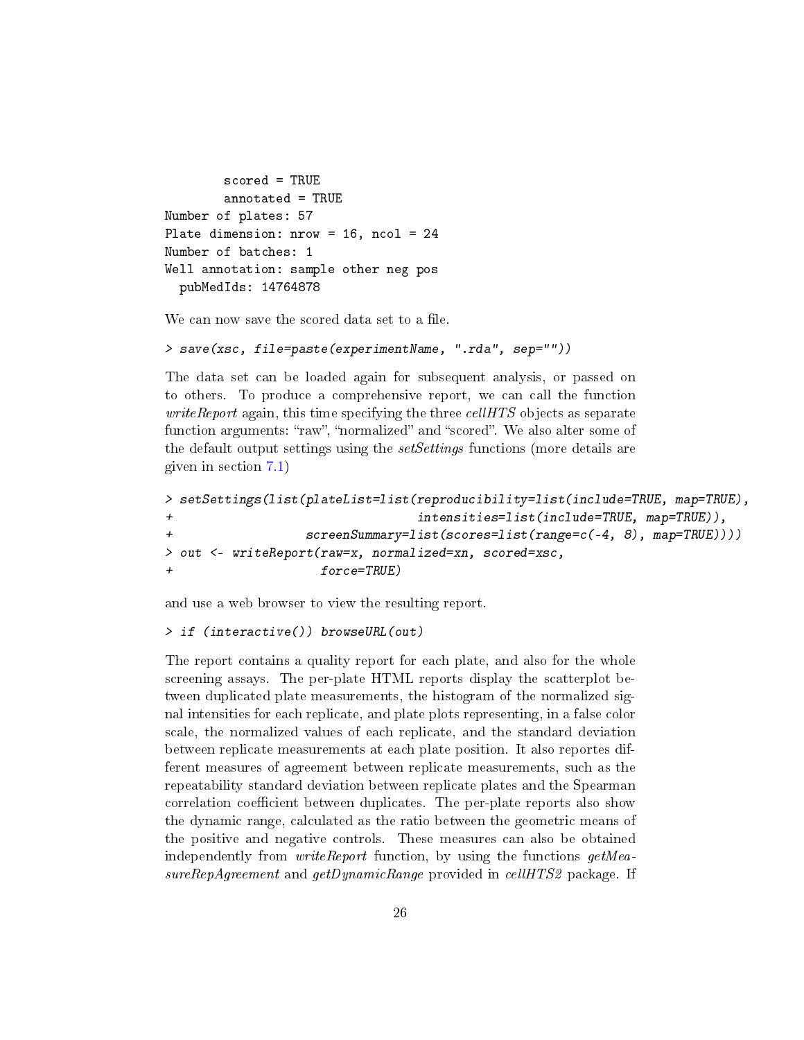```
        scored = TRUE
        annotated = TRUE
Number of plates: 57
Plate dimension: nrow = 16, ncol = 24
Number of batches: 1
Well annotation: sample other neg pos
  pubMedIds: 14764878
```

We can now save the scored data set to a file.

```
> save(xsc, file=paste(experimentName, ".rda", sep=""))
```

The data set can be loaded again for subsequent analysis, or passed on to others. To produce a comprehensive report, we can call the function *writeReport* again, this time specifying the three *cellHTS* objects as separate function arguments: "raw", "normalized" and "scored". We also alter some of the default output settings using the *setSettings* functions (more details are given in section 7.1)

```
> setSettings(list(plateList=list(reproducibility=list(include=TRUE, map=TRUE),
+                                  intensities=list(include=TRUE, map=TRUE)),
+                  screenSummary=list(scores=list(range=c(-4, 8), map=TRUE))))
> out <- writeReport(raw=x, normalized=xn, scored=xsc,
+                    force=TRUE)
```

and use a web browser to view the resulting report.

```
> if (interactive()) browseURL(out)
```

The report contains a quality report for each plate, and also for the whole screening assays. The per-plate HTML reports display the scatterplot between duplicated plate measurements, the histogram of the normalized signal intensities for each replicate, and plate plots representing, in a false color scale, the normalized values of each replicate, and the standard deviation between replicate measurements at each plate position. It also reportes different measures of agreement between replicate measurements, such as the repeatability standard deviation between replicate plates and the Spearman correlation coefficient between duplicates. The per-plate reports also show the dynamic range, calculated as the ratio between the geometric means of the positive and negative controls. These measures can also be obtained independently from *writeReport* function, by using the functions *getMeasureRepAgreement* and *getDynamicRange* provided in *cellHTS2* package. If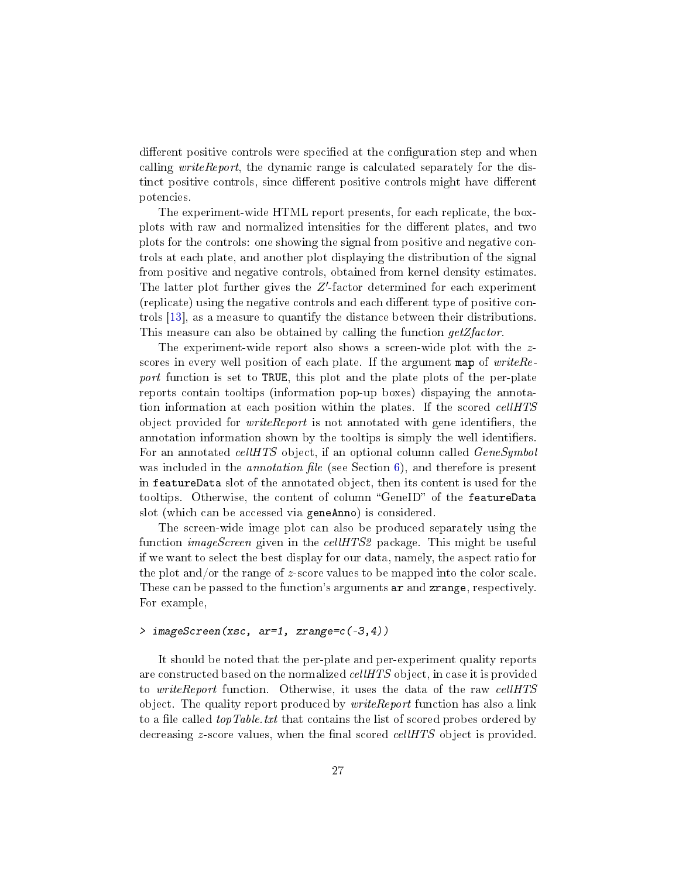different positive controls were specified at the configuration step and when calling *writeReport*, the dynamic range is calculated separately for the distinct positive controls, since different positive controls might have different potencies.

The experiment-wide HTML report presents, for each replicate, the boxplots with raw and normalized intensities for the different plates, and two plots for the controls: one showing the signal from positive and negative controls at each plate, and another plot displaying the distribution of the signal from positive and negative controls, obtained from kernel density estimates. The latter plot further gives the $Z'$-factor determined for each experiment (replicate) using the negative controls and each different type of positive controls [13], as a measure to quantify the distance between their distributions. This measure can also be obtained by calling the function *getZfactor*.

The experiment-wide report also shows a screen-wide plot with the $z$-scores in every well position of each plate. If the argument `map` of *writeReport* function is set to `TRUE`, this plot and the plate plots of the per-plate reports contain tooltips (information pop-up boxes) dispaying the annotation information at each position within the plates. If the scored *cellHTS* object provided for *writeReport* is not annotated with gene identifiers, the annotation information shown by the tooltips is simply the well identifiers. For an annotated *cellHTS* object, if an optional column called *GeneSymbol* was included in the *annotation file* (see Section 6), and therefore is present in `featureData` slot of the annotated object, then its content is used for the tooltips. Otherwise, the content of column "GeneID" of the `featureData` slot (which can be accessed via `geneAnno`) is considered.

The screen-wide image plot can also be produced separately using the function *imageScreen* given in the *cellHTS2* package. This might be useful if we want to select the best display for our data, namely, the aspect ratio for the plot and/or the range of $z$-score values to be mapped into the color scale. These can be passed to the function's arguments `ar` and `zrange`, respectively. For example,

```
> imageScreen(xsc, ar=1, zrange=c(-3,4))
```

It should be noted that the per-plate and per-experiment quality reports are constructed based on the normalized *cellHTS* object, in case it is provided to *writeReport* function. Otherwise, it uses the data of the raw *cellHTS* object. The quality report produced by *writeReport* function has also a link to a file called *topTable.txt* that contains the list of scored probes ordered by decreasing $z$-score values, when the final scored *cellHTS* object is provided.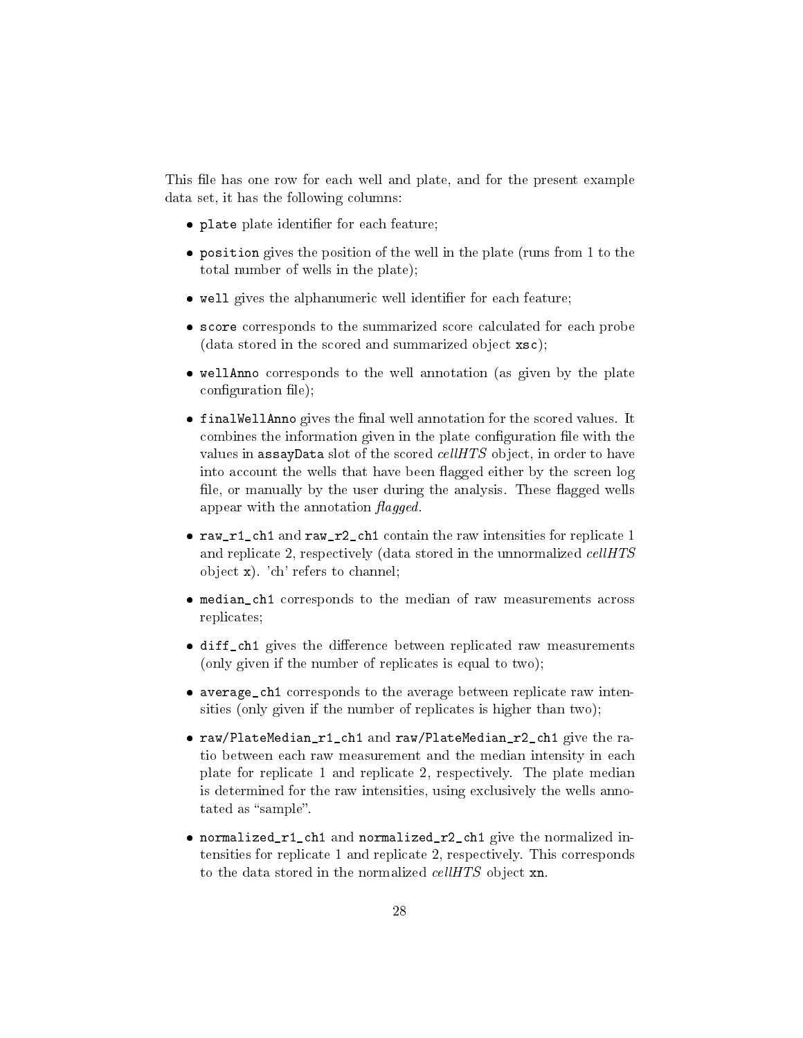This file has one row for each well and plate, and for the present example data set, it has the following columns:

- `plate` plate identifier for each feature;
- `position` gives the position of the well in the plate (runs from 1 to the total number of wells in the plate);
- `well` gives the alphanumeric well identifier for each feature;
- `score` corresponds to the summarized score calculated for each probe (data stored in the scored and summarized object `xsc`);
- `wellAnno` corresponds to the well annotation (as given by the plate configuration file);
- `finalWellAnno` gives the final well annotation for the scored values. It combines the information given in the plate configuration file with the values in `assayData` slot of the scored *cellHTS* object, in order to have into account the wells that have been flagged either by the screen log file, or manually by the user during the analysis. These flagged wells appear with the annotation *flagged*.
- `raw_r1_ch1` and `raw_r2_ch1` contain the raw intensities for replicate 1 and replicate 2, respectively (data stored in the unnormalized *cellHTS* object `x`). 'ch' refers to channel;
- `median_ch1` corresponds to the median of raw measurements across replicates;
- `diff_ch1` gives the difference between replicated raw measurements (only given if the number of replicates is equal to two);
- `average_ch1` corresponds to the average between replicate raw intensities (only given if the number of replicates is higher than two);
- `raw/PlateMedian_r1_ch1` and `raw/PlateMedian_r2_ch1` give the ratio between each raw measurement and the median intensity in each plate for replicate 1 and replicate 2, respectively. The plate median is determined for the raw intensities, using exclusively the wells annotated as "sample".
- `normalized_r1_ch1` and `normalized_r2_ch1` give the normalized intensities for replicate 1 and replicate 2, respectively. This corresponds to the data stored in the normalized *cellHTS* object `xn`.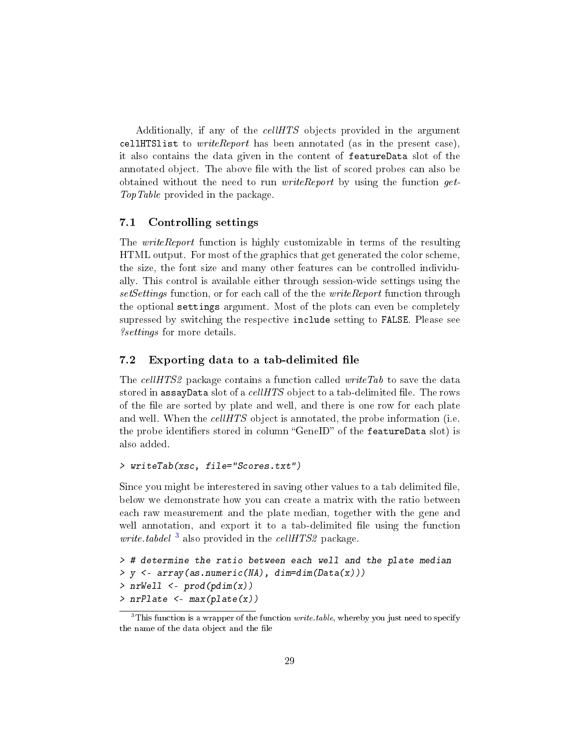Additionally, if any of the *cellHTS* objects provided in the argument `cellHTSlist` to *writeReport* has been annotated (as in the present case), it also contains the data given in the content of `featureData` slot of the annotated object. The above file with the list of scored probes can also be obtained without the need to run *writeReport* by using the function *getTopTable* provided in the package.

## 7.1 Controlling settings

The *writeReport* function is highly customizable in terms of the resulting HTML output. For most of the graphics that get generated the color scheme, the size, the font size and many other features can be controlled individually. This control is available either through session-wide settings using the *setSettings* function, or for each call of the the *writeReport* function through the optional `settings` argument. Most of the plots can even be completely supressed by switching the respective `include` setting to `FALSE`. Please see *?settings* for more details.

## 7.2 Exporting data to a tab-delimited file

The *cellHTS2* package contains a function called *writeTab* to save the data stored in `assayData` slot of a *cellHTS* object to a tab-delimited file. The rows of the file are sorted by plate and well, and there is one row for each plate and well. When the *cellHTS* object is annotated, the probe information (i.e. the probe identifiers stored in column "GeneID" of the `featureData` slot) is also added.

```
> writeTab(xsc, file="Scores.txt")
```

Since you might be interestered in saving other values to a tab delimited file, below we demonstrate how you can create a matrix with the ratio between each raw measurement and the plate median, together with the gene and well annotation, and export it to a tab-delimited file using the function *write.tabdel* [3] also provided in the *cellHTS2* package.

```
> # determine the ratio between each well and the plate median
> y <- array(as.numeric(NA), dim=dim(Data(x)))
> nrWell <- prod(pdim(x))
> nrPlate <- max(plate(x))
```

[3] This function is a wrapper of the function *write.table*, whereby you just need to specify the name of the data object and the file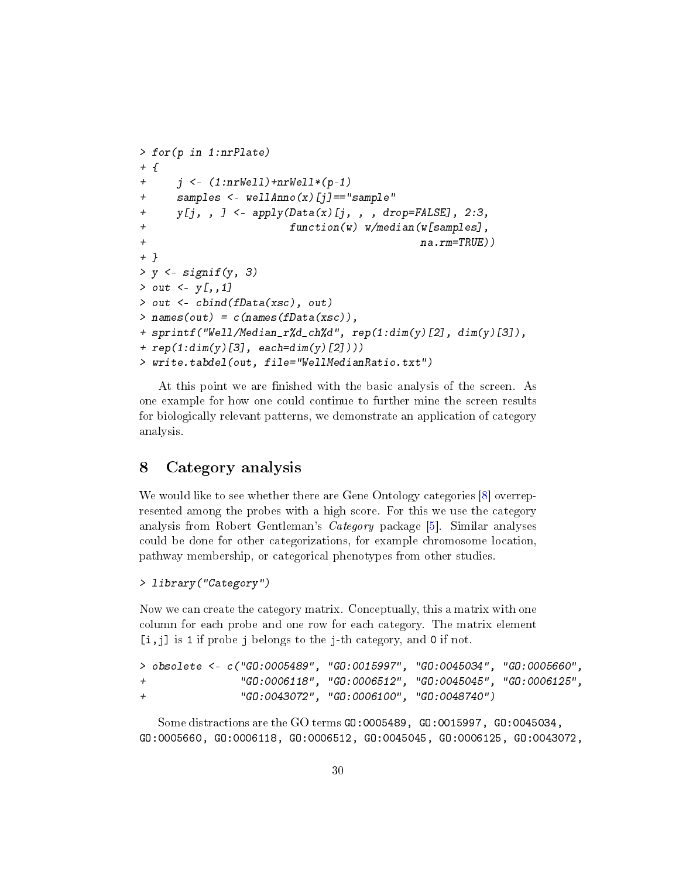```
> for(p in 1:nrPlate)
+ {
+     j <- (1:nrWell)+nrWell*(p-1)
+     samples <- wellAnno(x)[j]=="sample"
+     y[j, , ] <- apply(Data(x)[j, , , drop=FALSE], 2:3,
+                       function(w) w/median(w[samples],
+                                            na.rm=TRUE))
+ }
> y <- signif(y, 3)
> out <- y[,,1]
> out <- cbind(fData(xsc), out)
> names(out) = c(names(fData(xsc)),
+ sprintf("Well/Median_r%d_ch%d", rep(1:dim(y)[2], dim(y)[3]),
+ rep(1:dim(y)[3], each=dim(y)[2])))
> write.tabdel(out, file="WellMedianRatio.txt")
```

At this point we are finished with the basic analysis of the screen. As one example for how one could continue to further mine the screen results for biologically relevant patterns, we demonstrate an application of category analysis.

## 8 Category analysis

We would like to see whether there are Gene Ontology categories [8] overrepresented among the probes with a high score. For this we use the category analysis from Robert Gentleman's *Category* package [5]. Similar analyses could be done for other categorizations, for example chromosome location, pathway membership, or categorical phenotypes from other studies.

```
> library("Category")
```

Now we can create the category matrix. Conceptually, this a matrix with one column for each probe and one row for each category. The matrix element `[i,j]` is `1` if probe `j` belongs to the `j`-th category, and `0` if not.

```
> obsolete <- c("GO:0005489", "GO:0015997", "GO:0045034", "GO:0005660",
+               "GO:0006118", "GO:0006512", "GO:0045045", "GO:0006125",
+               "GO:0043072", "GO:0006100", "GO:0048740")
```

Some distractions are the GO terms `GO:0005489, GO:0015997, GO:0045034, GO:0005660, GO:0006118, GO:0006512, GO:0045045, GO:0006125, GO:0043072,`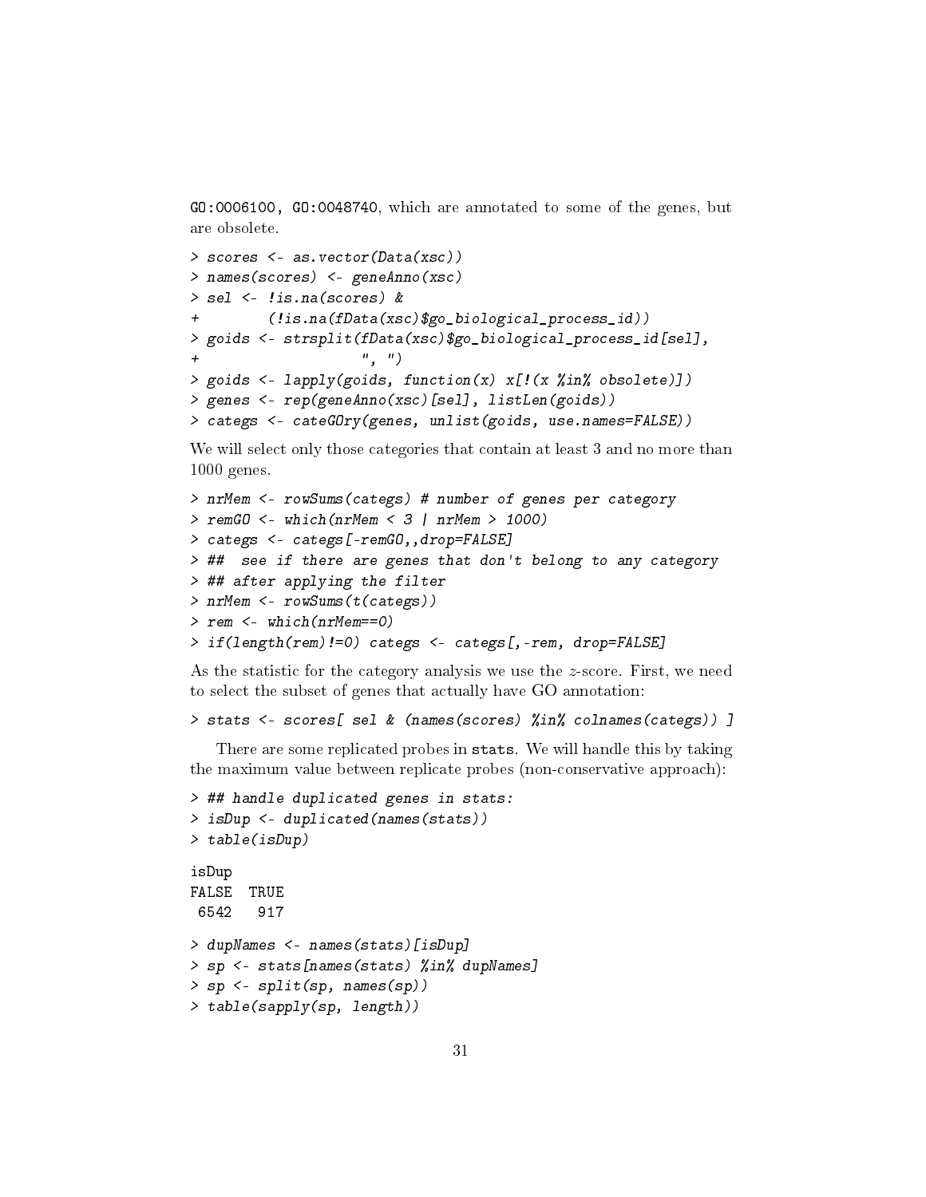GO:0006100, GO:0048740, which are annotated to some of the genes, but are obsolete.

```
> scores <- as.vector(Data(xsc))
> names(scores) <- geneAnno(xsc)
> sel <- !is.na(scores) &
+        (!is.na(fData(xsc)$go_biological_process_id))
> goids <- strsplit(fData(xsc)$go_biological_process_id[sel],
+                   ", ")
> goids <- lapply(goids, function(x) x[!(x %in% obsolete)])
> genes <- rep(geneAnno(xsc)[sel], listLen(goids))
> categs <- cateGOry(genes, unlist(goids, use.names=FALSE))
```

We will select only those categories that contain at least 3 and no more than 1000 genes.

```
> nrMem <- rowSums(categs) # number of genes per category
> remGO <- which(nrMem < 3 | nrMem > 1000)
> categs <- categs[-remGO,,drop=FALSE]
> ##  see if there are genes that don't belong to any category
> ## after applying the filter
> nrMem <- rowSums(t(categs))
> rem <- which(nrMem==0)
> if(length(rem)!=0) categs <- categs[,-rem, drop=FALSE]
```

As the statistic for the category analysis we use the $z$-score. First, we need to select the subset of genes that actually have GO annotation:

```
> stats <- scores[ sel & (names(scores) %in% colnames(categs)) ]
```

There are some replicated probes in `stats`. We will handle this by taking the maximum value between replicate probes (non-conservative approach):

```
> ## handle duplicated genes in stats:
> isDup <- duplicated(names(stats))
> table(isDup)

isDup
FALSE  TRUE
 6542   917

> dupNames <- names(stats)[isDup]
> sp <- stats[names(stats) %in% dupNames]
> sp <- split(sp, names(sp))
> table(sapply(sp, length))
```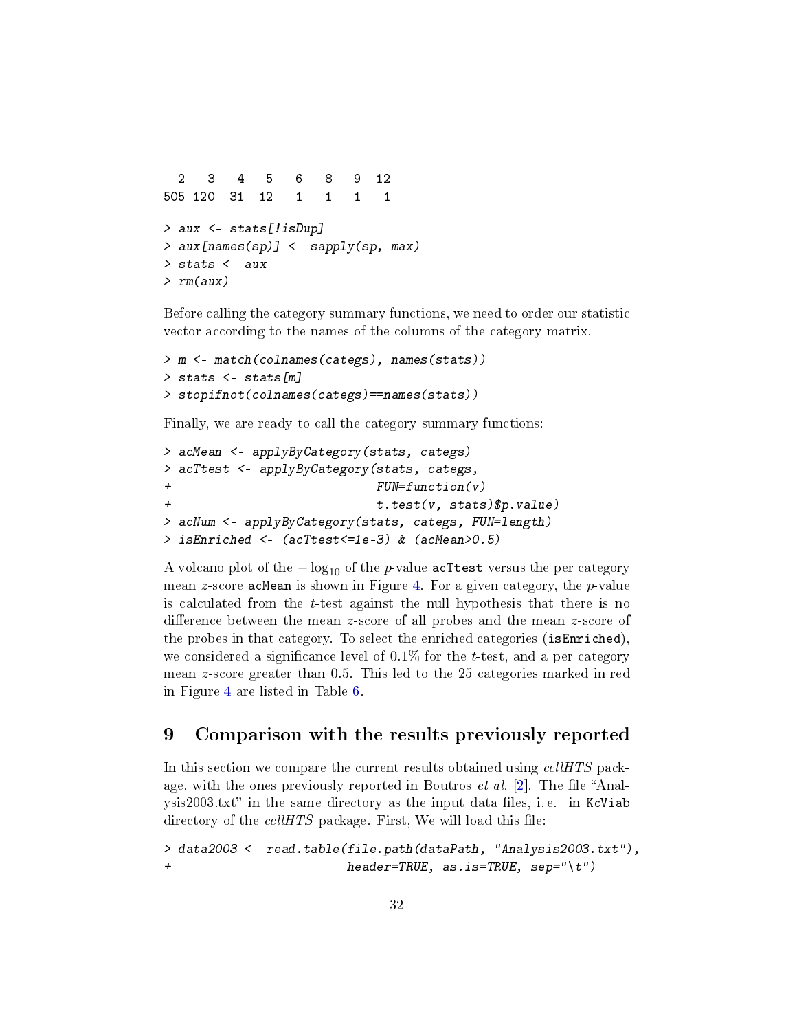```
  2   3   4   5   6   8   9  12
505 120  31  12   1   1   1   1

> aux <- stats[!isDup]
> aux[names(sp)] <- sapply(sp, max)
> stats <- aux
> rm(aux)
```

Before calling the category summary functions, we need to order our statistic vector according to the names of the columns of the category matrix.

```
> m <- match(colnames(categs), names(stats))
> stats <- stats[m]
> stopifnot(colnames(categs)==names(stats))
```

Finally, we are ready to call the category summary functions:

```
> acMean <- applyByCategory(stats, categs)
> acTtest <- applyByCategory(stats, categs,
+                           FUN=function(v)
+                           t.test(v, stats)$p.value)
> acNum <- applyByCategory(stats, categs, FUN=length)
> isEnriched <- (acTtest<=1e-3) & (acMean>0.5)
```

A volcano plot of the $-\log_{10}$ of the $p$-value `acTtest` versus the per category mean $z$-score `acMean` is shown in Figure 4. For a given category, the $p$-value is calculated from the $t$-test against the null hypothesis that there is no difference between the mean $z$-score of all probes and the mean $z$-score of the probes in that category. To select the enriched categories (`isEnriched`), we considered a significance level of 0.1% for the $t$-test, and a per category mean $z$-score greater than 0.5. This led to the 25 categories marked in red in Figure 4 are listed in Table 6.

## 9 Comparison with the results previously reported

In this section we compare the current results obtained using *cellHTS* package, with the ones previously reported in Boutros *et al.* [2]. The file "Analysis2003.txt" in the same directory as the input data files, i.e. in `KcViab` directory of the *cellHTS* package. First, We will load this file:

```
> data2003 <- read.table(file.path(dataPath, "Analysis2003.txt"),
+                        header=TRUE, as.is=TRUE, sep="\t")
```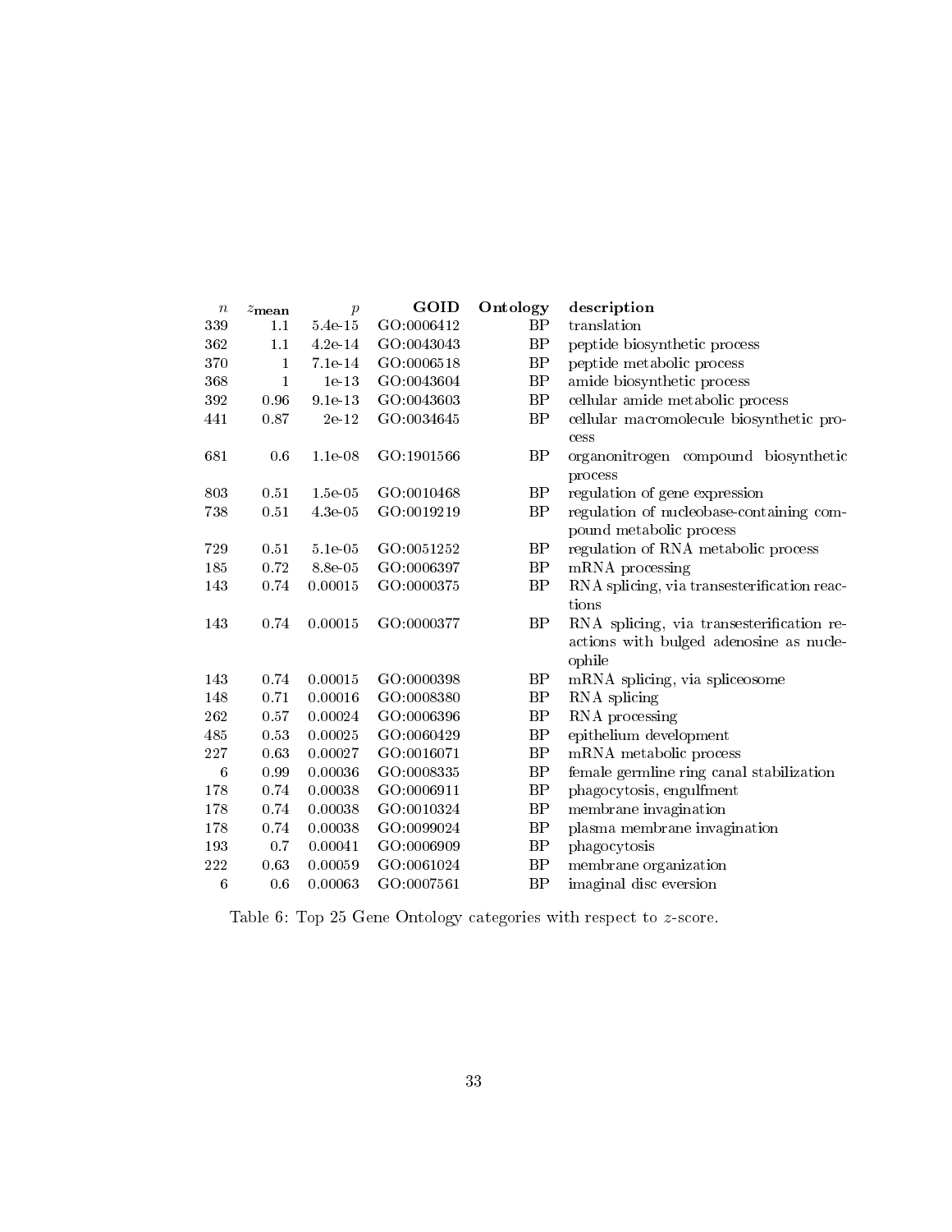| $n$ | $z_{\mathbf{mean}}$ | $p$ | **GOID** | **Ontology** | **description** |
|---|---|---|---|---|---|
| 339 | 1.1 | 5.4e-15 | GO:0006412 | BP | translation |
| 362 | 1.1 | 4.2e-14 | GO:0043043 | BP | peptide biosynthetic process |
| 370 | 1 | 7.1e-14 | GO:0006518 | BP | peptide metabolic process |
| 368 | 1 | 1e-13 | GO:0043604 | BP | amide biosynthetic process |
| 392 | 0.96 | 9.1e-13 | GO:0043603 | BP | cellular amide metabolic process |
| 441 | 0.87 | 2e-12 | GO:0034645 | BP | cellular macromolecule biosynthetic process |
| 681 | 0.6 | 1.1e-08 | GO:1901566 | BP | organonitrogen compound biosynthetic process |
| 803 | 0.51 | 1.5e-05 | GO:0010468 | BP | regulation of gene expression |
| 738 | 0.51 | 4.3e-05 | GO:0019219 | BP | regulation of nucleobase-containing compound metabolic process |
| 729 | 0.51 | 5.1e-05 | GO:0051252 | BP | regulation of RNA metabolic process |
| 185 | 0.72 | 8.8e-05 | GO:0006397 | BP | mRNA processing |
| 143 | 0.74 | 0.00015 | GO:0000375 | BP | RNA splicing, via transesterification reactions |
| 143 | 0.74 | 0.00015 | GO:0000377 | BP | RNA splicing, via transesterification reactions with bulged adenosine as nucleophile |
| 143 | 0.74 | 0.00015 | GO:0000398 | BP | mRNA splicing, via spliceosome |
| 148 | 0.71 | 0.00016 | GO:0008380 | BP | RNA splicing |
| 262 | 0.57 | 0.00024 | GO:0006396 | BP | RNA processing |
| 485 | 0.53 | 0.00025 | GO:0060429 | BP | epithelium development |
| 227 | 0.63 | 0.00027 | GO:0016071 | BP | mRNA metabolic process |
| 6 | 0.99 | 0.00036 | GO:0008335 | BP | female germline ring canal stabilization |
| 178 | 0.74 | 0.00038 | GO:0006911 | BP | phagocytosis, engulfment |
| 178 | 0.74 | 0.00038 | GO:0010324 | BP | membrane invagination |
| 178 | 0.74 | 0.00038 | GO:0099024 | BP | plasma membrane invagination |
| 193 | 0.7 | 0.00041 | GO:0006909 | BP | phagocytosis |
| 222 | 0.63 | 0.00059 | GO:0061024 | BP | membrane organization |
| 6 | 0.6 | 0.00063 | GO:0007561 | BP | imaginal disc eversion |

Table 6: Top 25 Gene Ontology categories with respect to $z$-score.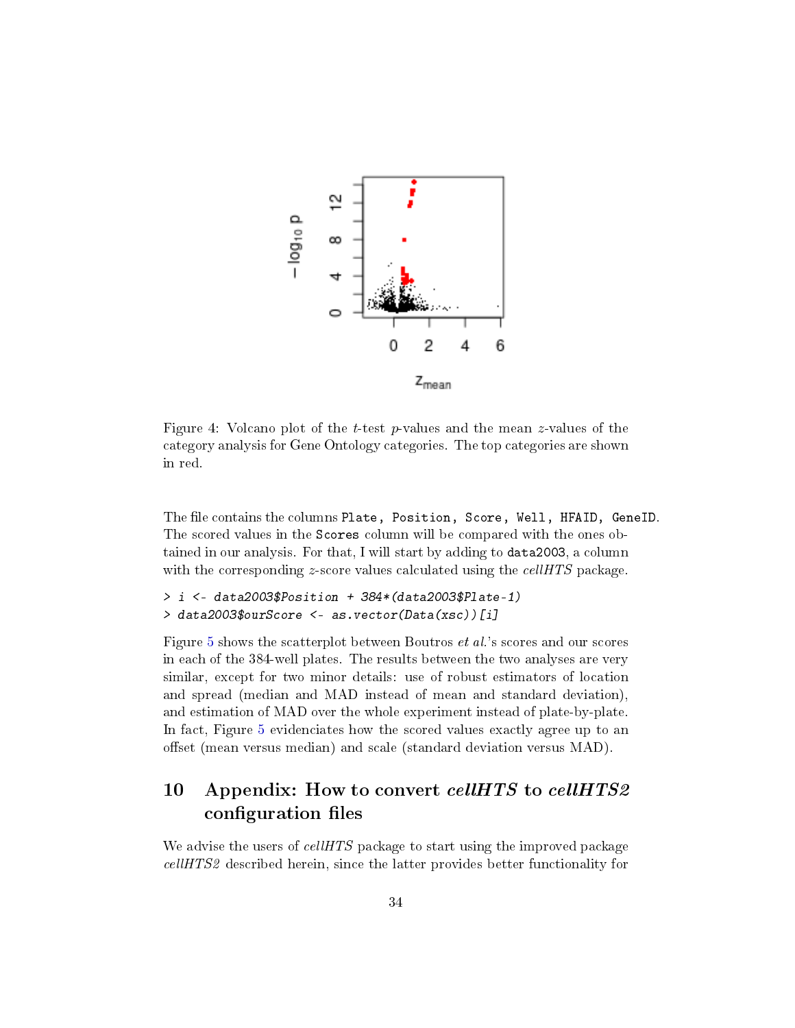Figure 4: Volcano plot of the $t$-test $p$-values and the mean $z$-values of the category analysis for Gene Ontology categories. The top categories are shown in red.

The file contains the columns `Plate, Position, Score, Well, HFAID, GeneID`. The scored values in the `Scores` column will be compared with the ones obtained in our analysis. For that, I will start by adding to `data2003`, a column with the corresponding $z$-score values calculated using the *cellHTS* package.

```
> i <- data2003$Position + 384*(data2003$Plate-1)
> data2003$ourScore <- as.vector(Data(xsc))[i]
```

Figure 5 shows the scatterplot between Boutros *et al.*'s scores and our scores in each of the 384-well plates. The results between the two analyses are very similar, except for two minor details: use of robust estimators of location and spread (median and MAD instead of mean and standard deviation), and estimation of MAD over the whole experiment instead of plate-by-plate. In fact, Figure 5 evidenciates how the scored values exactly agree up to an offset (mean versus median) and scale (standard deviation versus MAD).

## 10 Appendix: How to convert *cellHTS* to *cellHTS2* configuration files

We advise the users of *cellHTS* package to start using the improved package *cellHTS2* described herein, since the latter provides better functionality for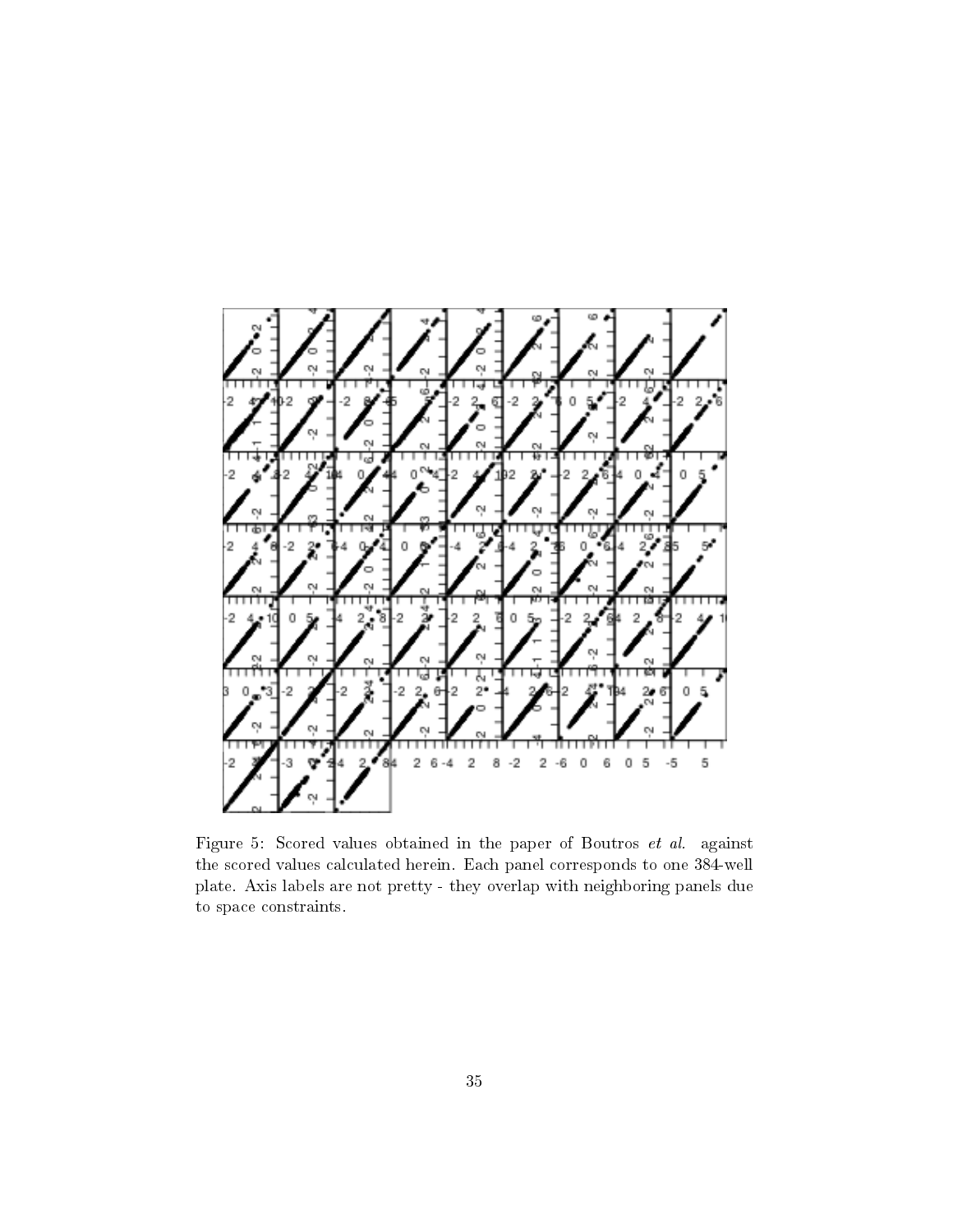Figure 5: Scored values obtained in the paper of Boutros *et al.* against the scored values calculated herein. Each panel corresponds to one 384-well plate. Axis labels are not pretty - they overlap with neighboring panels due to space constraints.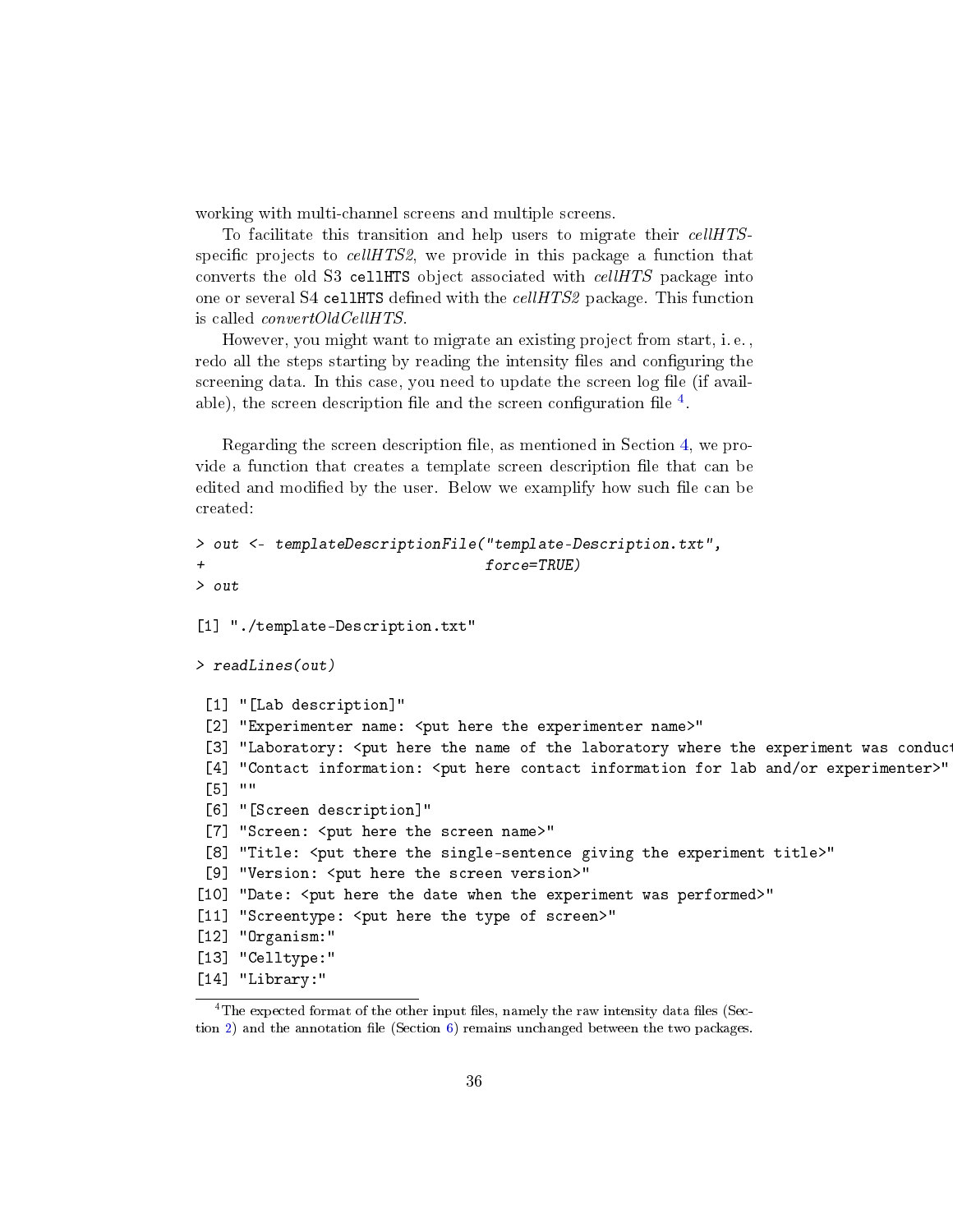working with multi-channel screens and multiple screens.

To facilitate this transition and help users to migrate their *cellHTS*-specific projects to *cellHTS2*, we provide in this package a function that converts the old S3 `cellHTS` object associated with *cellHTS* package into one or several S4 `cellHTS` defined with the *cellHTS2* package. This function is called *convertOldCellHTS*.

However, you might want to migrate an existing project from start, i. e., redo all the steps starting by reading the intensity files and configuring the screening data. In this case, you need to update the screen log file (if available), the screen description file and the screen configuration file [4].

Regarding the screen description file, as mentioned in Section 4, we provide a function that creates a template screen description file that can be edited and modified by the user. Below we examplify how such file can be created:

```
> out <- templateDescriptionFile("template-Description.txt",
+                                force=TRUE)
> out

[1] "./template-Description.txt"

> readLines(out)

 [1] "[Lab description]"
 [2] "Experimenter name: <put here the experimenter name>"
 [3] "Laboratory: <put here the name of the laboratory where the experiment was conduct
 [4] "Contact information: <put here contact information for lab and/or experimenter>"
 [5] ""
 [6] "[Screen description]"
 [7] "Screen: <put here the screen name>"
 [8] "Title: <put there the single-sentence giving the experiment title>"
 [9] "Version: <put here the screen version>"
[10] "Date: <put here the date when the experiment was performed>"
[11] "Screentype: <put here the type of screen>"
[12] "Organism:"
[13] "Celltype:"
[14] "Library:"
```

[4] The expected format of the other input files, namely the raw intensity data files (Section 2) and the annotation file (Section 6) remains unchanged between the two packages.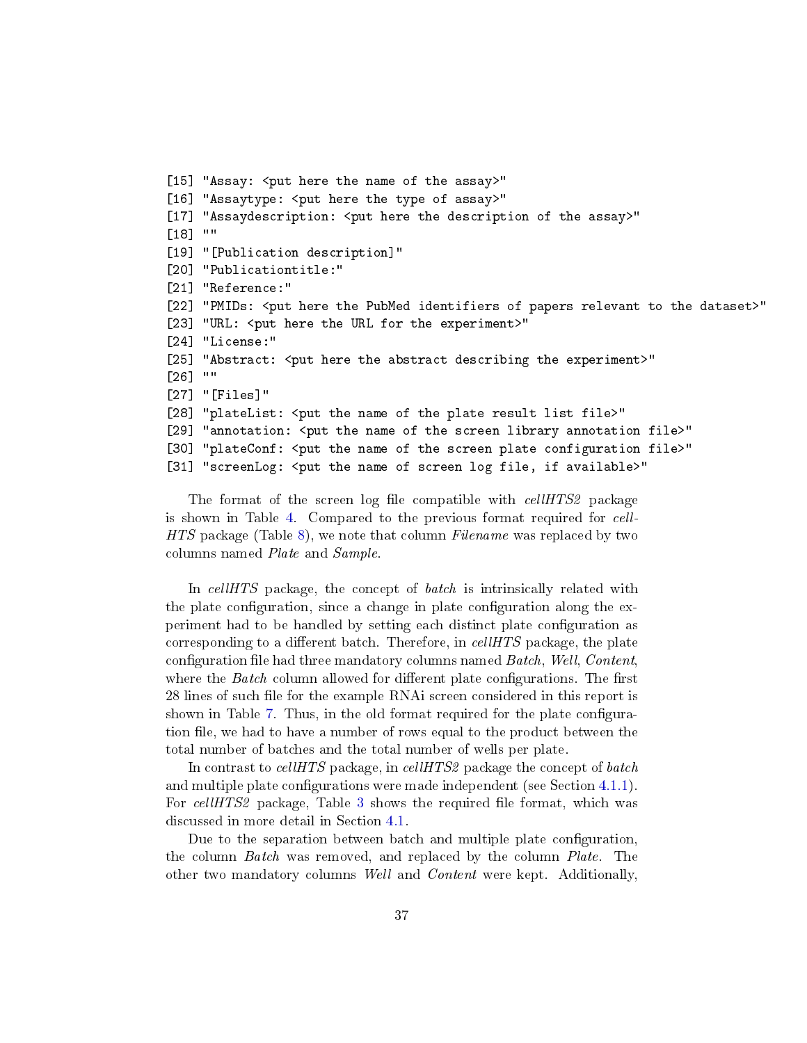```
[15] "Assay: <put here the name of the assay>"
[16] "Assaytype: <put here the type of assay>"
[17] "Assaydescription: <put here the description of the assay>"
[18] ""
[19] "[Publication description]"
[20] "Publicationtitle:"
[21] "Reference:"
[22] "PMIDs: <put here the PubMed identifiers of papers relevant to the dataset>"
[23] "URL: <put here the URL for the experiment>"
[24] "License:"
[25] "Abstract: <put here the abstract describing the experiment>"
[26] ""
[27] "[Files]"
[28] "plateList: <put the name of the plate result list file>"
[29] "annotation: <put the name of the screen library annotation file>"
[30] "plateConf: <put the name of the screen plate configuration file>"
[31] "screenLog: <put the name of screen log file, if available>"
```

The format of the screen log file compatible with *cellHTS2* package is shown in Table 4. Compared to the previous format required for *cellHTS* package (Table 8), we note that column *Filename* was replaced by two columns named *Plate* and *Sample*.

In *cellHTS* package, the concept of *batch* is intrinsically related with the plate configuration, since a change in plate configuration along the experiment had to be handled by setting each distinct plate configuration as corresponding to a different batch. Therefore, in *cellHTS* package, the plate configuration file had three mandatory columns named *Batch*, *Well*, *Content*, where the *Batch* column allowed for different plate configurations. The first 28 lines of such file for the example RNAi screen considered in this report is shown in Table 7. Thus, in the old format required for the plate configuration file, we had to have a number of rows equal to the product between the total number of batches and the total number of wells per plate.

In contrast to *cellHTS* package, in *cellHTS2* package the concept of *batch* and multiple plate configurations were made independent (see Section 4.1.1). For *cellHTS2* package, Table 3 shows the required file format, which was discussed in more detail in Section 4.1.

Due to the separation between batch and multiple plate configuration, the column *Batch* was removed, and replaced by the column *Plate*. The other two mandatory columns *Well* and *Content* were kept. Additionally,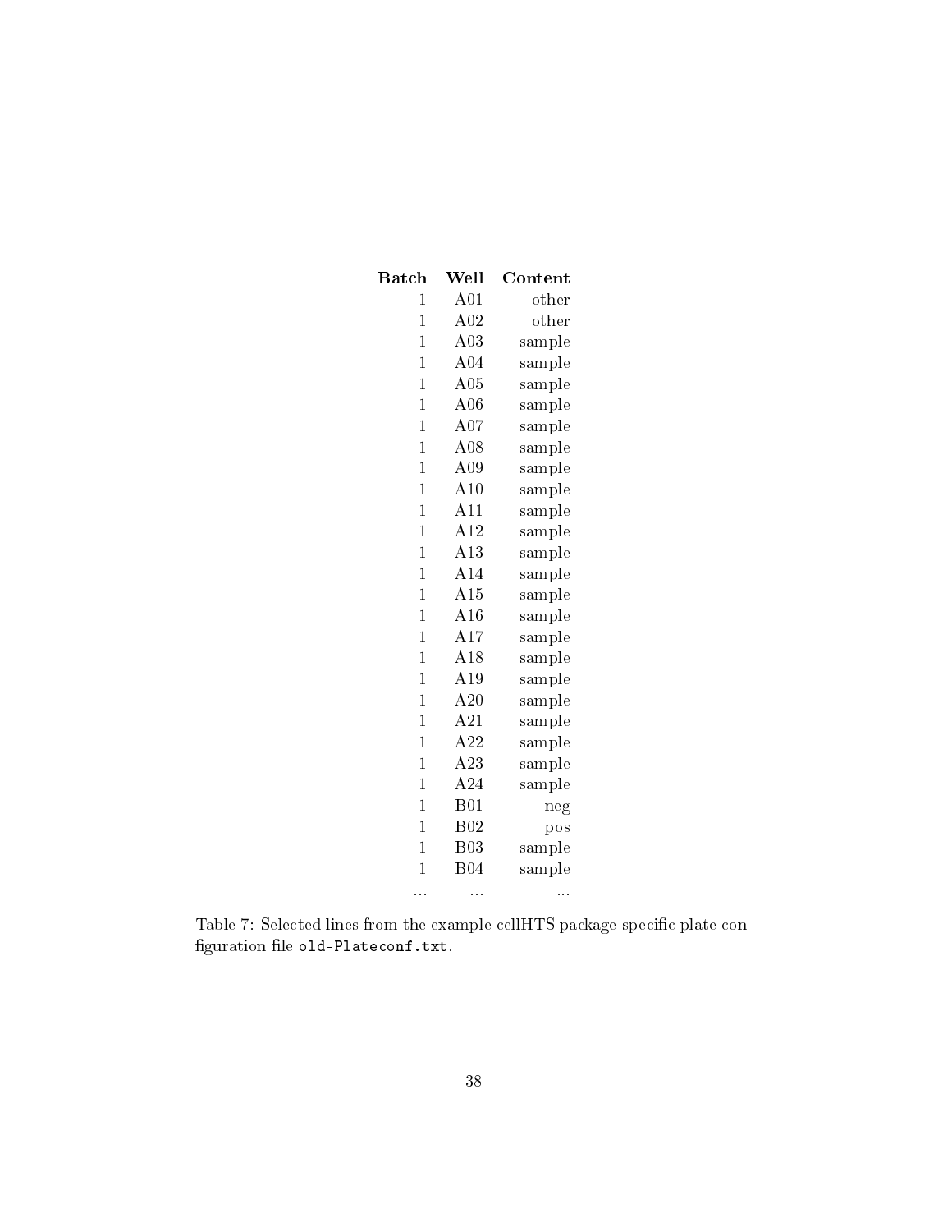| Batch | Well | Content |
| --- | --- | --- |
| 1 | A01 | other |
| 1 | A02 | other |
| 1 | A03 | sample |
| 1 | A04 | sample |
| 1 | A05 | sample |
| 1 | A06 | sample |
| 1 | A07 | sample |
| 1 | A08 | sample |
| 1 | A09 | sample |
| 1 | A10 | sample |
| 1 | A11 | sample |
| 1 | A12 | sample |
| 1 | A13 | sample |
| 1 | A14 | sample |
| 1 | A15 | sample |
| 1 | A16 | sample |
| 1 | A17 | sample |
| 1 | A18 | sample |
| 1 | A19 | sample |
| 1 | A20 | sample |
| 1 | A21 | sample |
| 1 | A22 | sample |
| 1 | A23 | sample |
| 1 | A24 | sample |
| 1 | B01 | neg |
| 1 | B02 | pos |
| 1 | B03 | sample |
| 1 | B04 | sample |
| ... | ... | ... |

Table 7: Selected lines from the example cellHTS package-specific plate configuration file `old-Plateconf.txt`.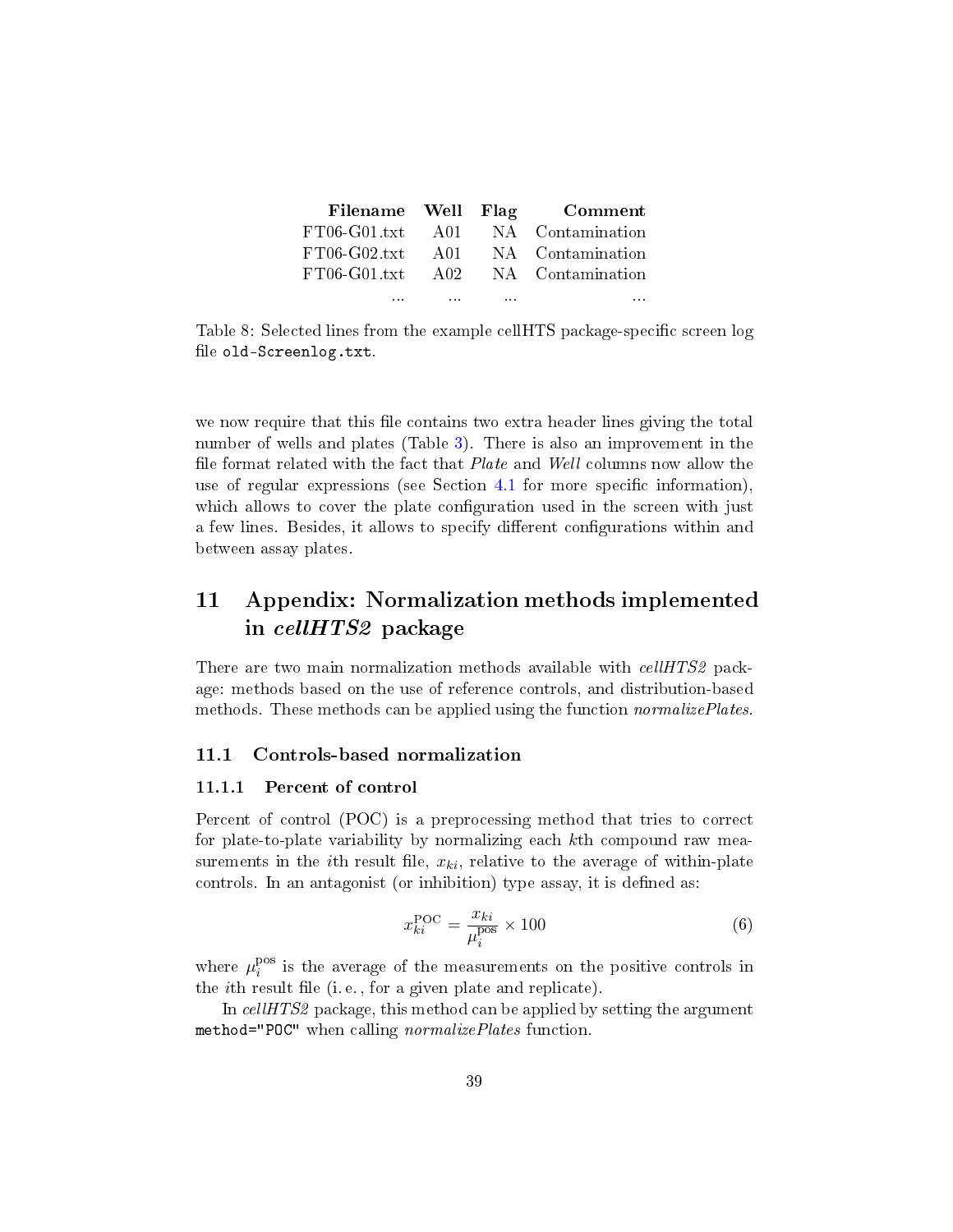| Filename | Well | Flag | Comment |
|---|---|---|---|
| FT06-G01.txt | A01 | NA | Contamination |
| FT06-G02.txt | A01 | NA | Contamination |
| FT06-G01.txt | A02 | NA | Contamination |
| ... | ... | ... | ... |

Table 8: Selected lines from the example cellHTS package-specific screen log file `old-Screenlog.txt`.

we now require that this file contains two extra header lines giving the total number of wells and plates (Table 3). There is also an improvement in the file format related with the fact that *Plate* and *Well* columns now allow the use of regular expressions (see Section 4.1 for more specific information), which allows to cover the plate configuration used in the screen with just a few lines. Besides, it allows to specify different configurations within and between assay plates.

# 11 Appendix: Normalization methods implemented in *cellHTS2* package

There are two main normalization methods available with *cellHTS2* package: methods based on the use of reference controls, and distribution-based methods. These methods can be applied using the function *normalizePlates*.

## 11.1 Controls-based normalization

### 11.1.1 Percent of control

Percent of control (POC) is a preprocessing method that tries to correct for plate-to-plate variability by normalizing each $k$th compound raw measurements in the $i$th result file, $x_{ki}$, relative to the average of within-plate controls. In an antagonist (or inhibition) type assay, it is defined as:

$$x_{ki}^{\text{POC}} = \frac{x_{ki}}{\mu_i^{\text{pos}}} \times 100 \tag{6}$$

where $\mu_i^{\text{pos}}$ is the average of the measurements on the positive controls in the $i$th result file (i. e., for a given plate and replicate).

In *cellHTS2* package, this method can be applied by setting the argument `method="POC"` when calling *normalizePlates* function.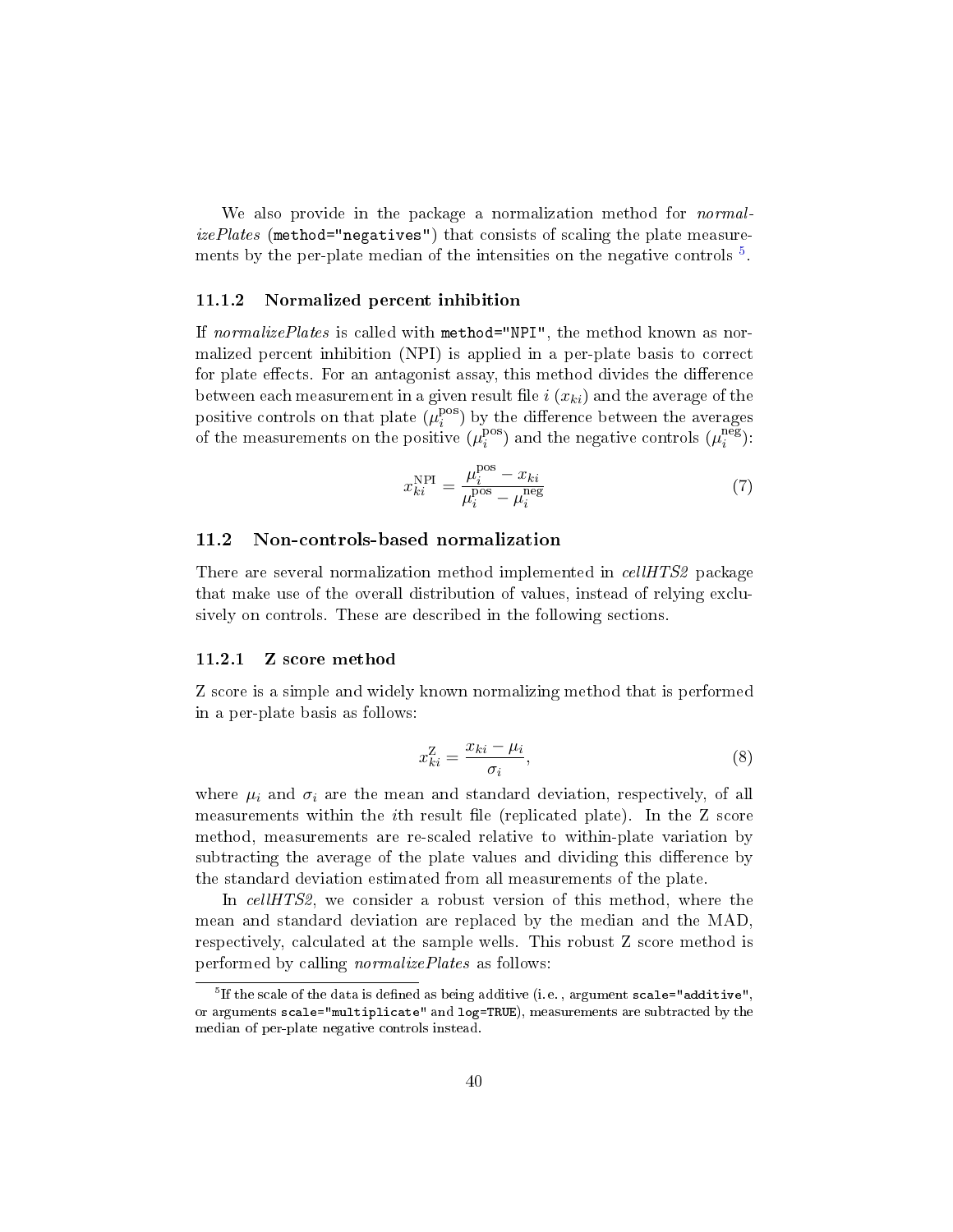We also provide in the package a normalization method for *normalizePlates* (`method="negatives"`) that consists of scaling the plate measurements by the per-plate median of the intensities on the negative controls [5].

### 11.1.2 Normalized percent inhibition

If *normalizePlates* is called with `method="NPI"`, the method known as normalized percent inhibition (NPI) is applied in a per-plate basis to correct for plate effects. For an antagonist assay, this method divides the difference between each measurement in a given result file $i$ ($x_{ki}$) and the average of the positive controls on that plate ($\mu_i^{\text{pos}}$) by the difference between the averages of the measurements on the positive ($\mu_i^{\text{pos}}$) and the negative controls ($\mu_i^{\text{neg}}$):

$$x_{ki}^{\text{NPI}} = \frac{\mu_i^{\text{pos}} - x_{ki}}{\mu_i^{\text{pos}} - \mu_i^{\text{neg}}} \tag{7}$$

## 11.2 Non-controls-based normalization

There are several normalization method implemented in *cellHTS2* package that make use of the overall distribution of values, instead of relying exclusively on controls. These are described in the following sections.

### 11.2.1 Z score method

Z score is a simple and widely known normalizing method that is performed in a per-plate basis as follows:

$$x_{ki}^{\text{Z}} = \frac{x_{ki} - \mu_i}{\sigma_i}, \tag{8}$$

where $\mu_i$ and $\sigma_i$ are the mean and standard deviation, respectively, of all measurements within the $i$th result file (replicated plate). In the Z score method, measurements are re-scaled relative to within-plate variation by subtracting the average of the plate values and dividing this difference by the standard deviation estimated from all measurements of the plate.

In *cellHTS2*, we consider a robust version of this method, where the mean and standard deviation are replaced by the median and the MAD, respectively, calculated at the sample wells. This robust Z score method is performed by calling *normalizePlates* as follows:

[5] If the scale of the data is defined as being additive (i.e., argument `scale="additive"`, or arguments `scale="multiplicate"` and `log=TRUE`), measurements are subtracted by the median of per-plate negative controls instead.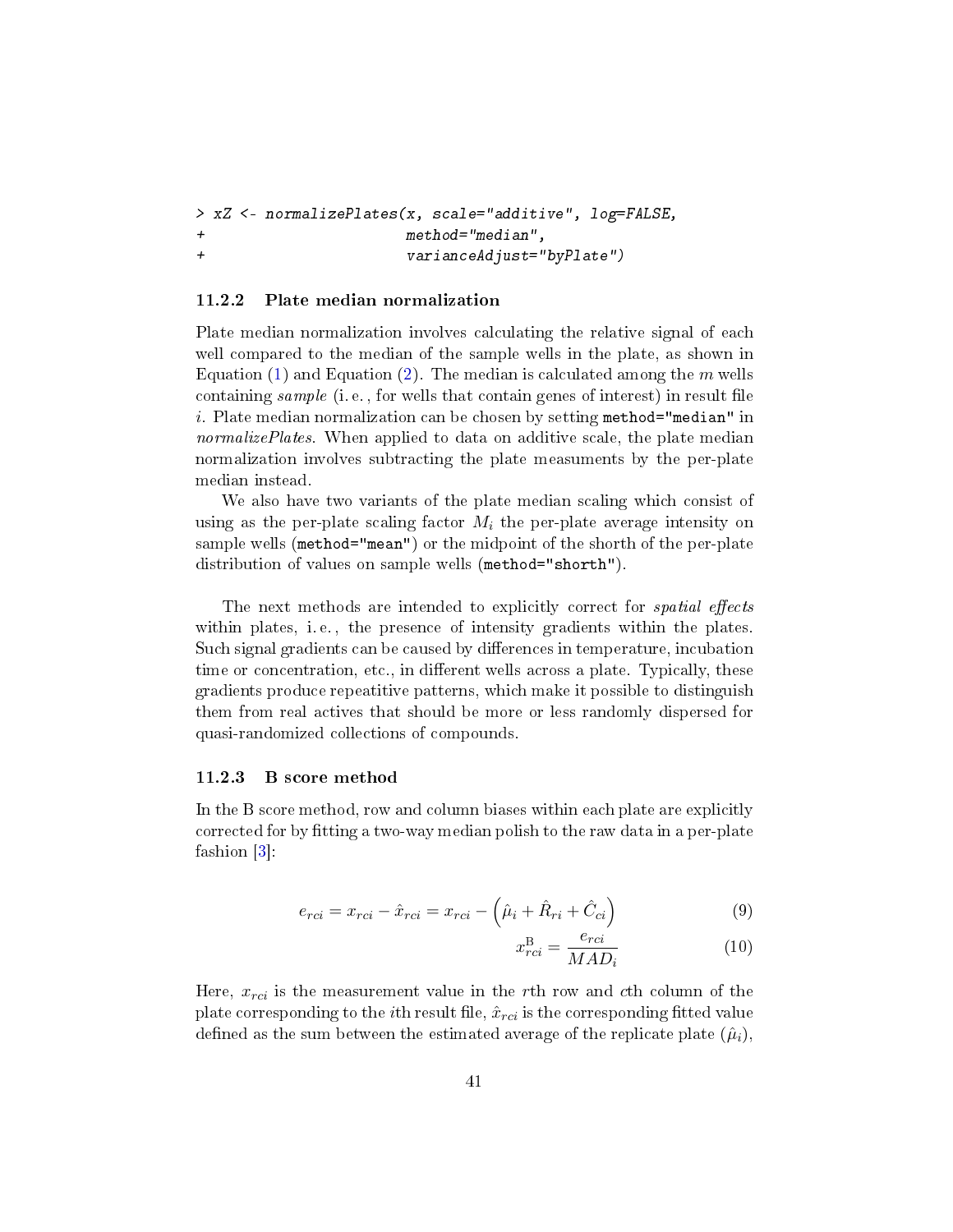```
> xZ <- normalizePlates(x, scale="additive", log=FALSE,
+                        method="median",
+                        varianceAdjust="byPlate")
```

### 11.2.2 Plate median normalization

Plate median normalization involves calculating the relative signal of each well compared to the median of the sample wells in the plate, as shown in Equation (1) and Equation (2). The median is calculated among the $m$ wells containing *sample* (i. e., for wells that contain genes of interest) in result file $i$. Plate median normalization can be chosen by setting `method="median"` in *normalizePlates*. When applied to data on additive scale, the plate median normalization involves subtracting the plate measuments by the per-plate median instead.

We also have two variants of the plate median scaling which consist of using as the per-plate scaling factor $M_i$ the per-plate average intensity on sample wells (`method="mean"`) or the midpoint of the shorth of the per-plate distribution of values on sample wells (`method="shorth"`).

The next methods are intended to explicitly correct for *spatial effects* within plates, i. e., the presence of intensity gradients within the plates. Such signal gradients can be caused by differences in temperature, incubation time or concentration, etc., in different wells across a plate. Typically, these gradients produce repeatitive patterns, which make it possible to distinguish them from real actives that should be more or less randomly dispersed for quasi-randomized collections of compounds.

### 11.2.3 B score method

In the B score method, row and column biases within each plate are explicitly corrected for by fitting a two-way median polish to the raw data in a per-plate fashion [3]:

$$e_{rci} = x_{rci} - \hat{x}_{rci} = x_{rci} - \left(\hat{\mu}_i + \hat{R}_{ri} + \hat{C}_{ci}\right) \tag{9}$$

$$x^{\mathrm{B}}_{rci} = \frac{e_{rci}}{MAD_i} \tag{10}$$

Here, $x_{rci}$ is the measurement value in the $r$th row and $c$th column of the plate corresponding to the $i$th result file, $\hat{x}_{rci}$ is the corresponding fitted value defined as the sum between the estimated average of the replicate plate ($\hat{\mu}_i$),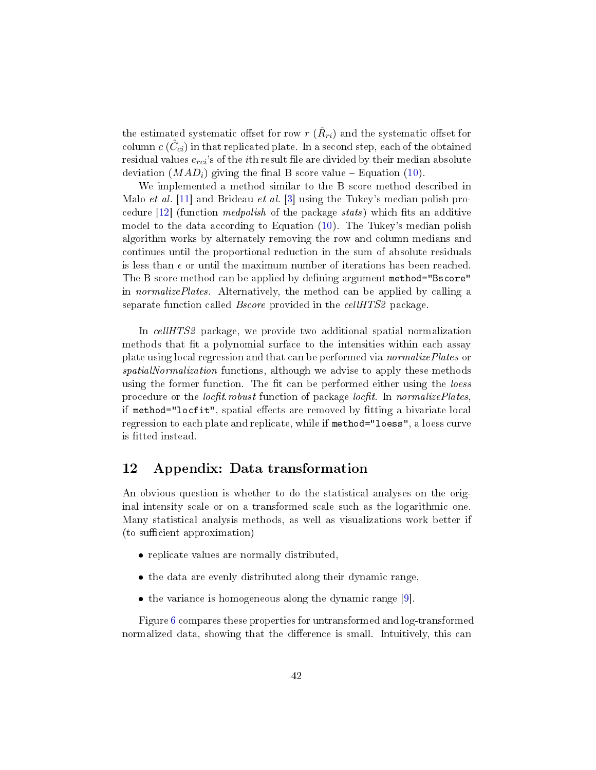the estimated systematic offset for row $r$ ($\hat{R}_{ri}$) and the systematic offset for column $c$ ($\hat{C}_{ci}$) in that replicated plate. In a second step, each of the obtained residual values $e_{rci}$'s of the $i$th result file are divided by their median absolute deviation ($MAD_i$) giving the final B score value – Equation (10).

We implemented a method similar to the B score method described in Malo *et al.* [11] and Brideau *et al.* [3] using the Tukey's median polish procedure [12] (function *medpolish* of the package *stats*) which fits an additive model to the data according to Equation (10). The Tukey's median polish algorithm works by alternately removing the row and column medians and continues until the proportional reduction in the sum of absolute residuals is less than $\epsilon$ or until the maximum number of iterations has been reached. The B score method can be applied by defining argument `method="Bscore"` in *normalizePlates*. Alternatively, the method can be applied by calling a separate function called *Bscore* provided in the *cellHTS2* package.

In *cellHTS2* package, we provide two additional spatial normalization methods that fit a polynomial surface to the intensities within each assay plate using local regression and that can be performed via *normalizePlates* or *spatialNormalization* functions, although we advise to apply these methods using the former function. The fit can be performed either using the *loess* procedure or the *locfit.robust* function of package *locfit*. In *normalizePlates*, if `method="locfit"`, spatial effects are removed by fitting a bivariate local regression to each plate and replicate, while if `method="loess"`, a loess curve is fitted instead.

## 12 Appendix: Data transformation

An obvious question is whether to do the statistical analyses on the original intensity scale or on a transformed scale such as the logarithmic one. Many statistical analysis methods, as well as visualizations work better if (to sufficient approximation)

- replicate values are normally distributed,
- the data are evenly distributed along their dynamic range,
- the variance is homogeneous along the dynamic range [9].

Figure 6 compares these properties for untransformed and log-transformed normalized data, showing that the difference is small. Intuitively, this can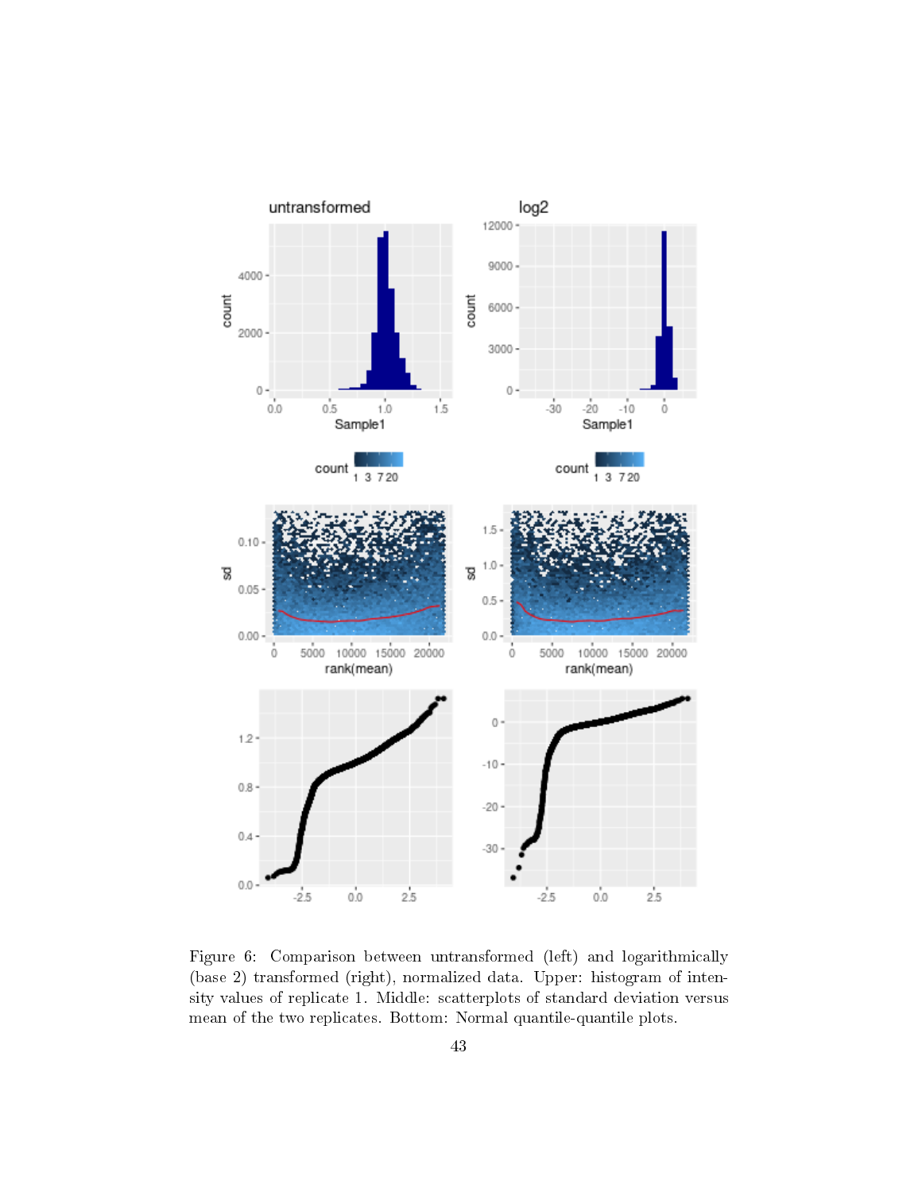untransformed

log2

count

4000

2000

0

0.0 0.5 1.0 1.5

Sample1

count

12000

9000

6000

3000

0

-30 -20 -10 0

Sample1

count 1 3 7 20

count 1 3 7 20

sd

0.10

0.05

0.00

0 5000 10000 15000 20000

rank(mean)

sd

1.5

1.0

0.5

0.0

0 5000 10000 15000 20000

rank(mean)

1.2

0.8

0.4

0.0

-2.5 0.0 2.5

0

-10

-20

-30

-2.5 0.0 2.5

Figure 6: Comparison between untransformed (left) and logarithmically (base 2) transformed (right), normalized data. Upper: histogram of intensity values of replicate 1. Middle: scatterplots of standard deviation versus mean of the two replicates. Bottom: Normal quantile-quantile plots.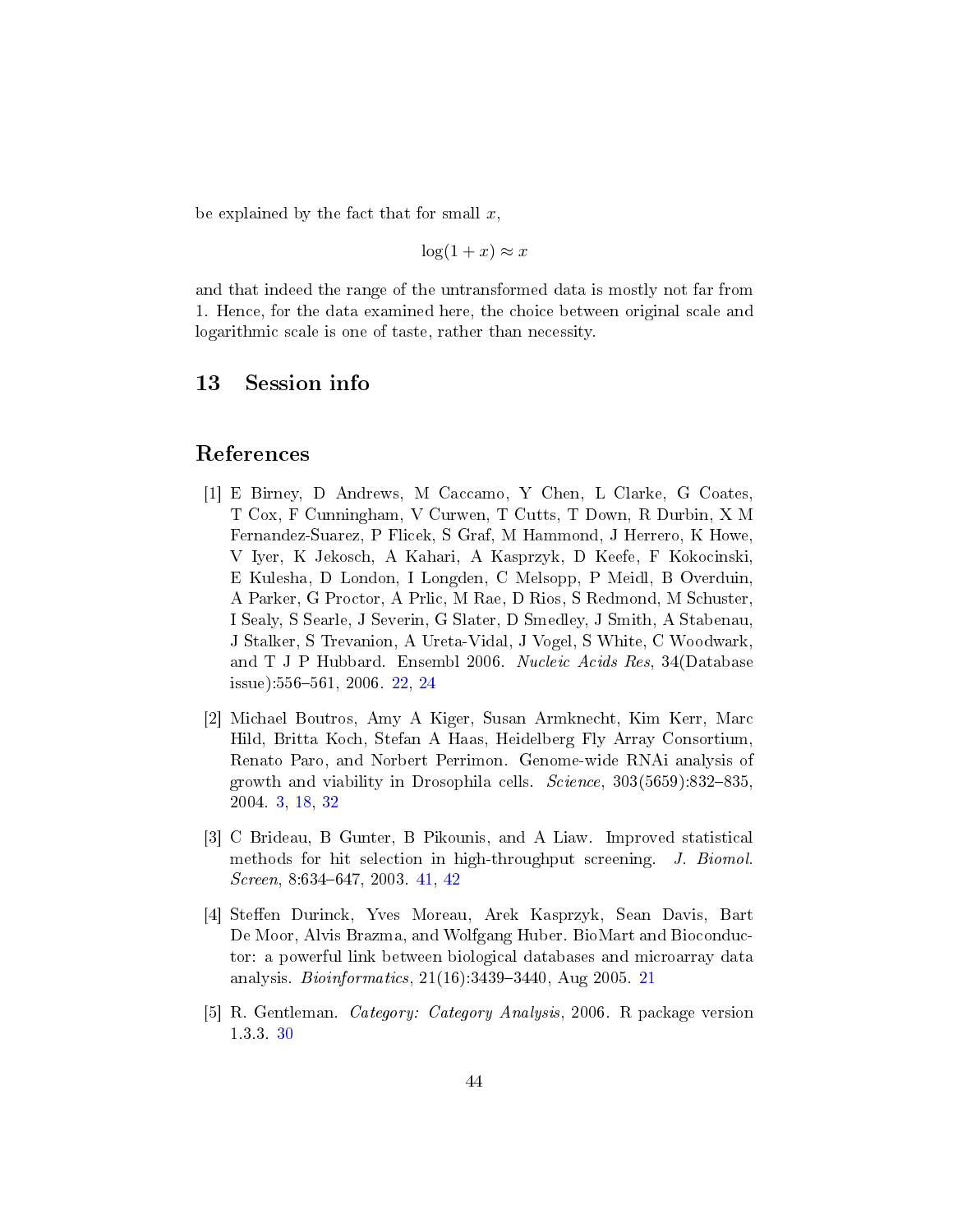be explained by the fact that for small $x$,

$$\log(1 + x) \approx x$$

and that indeed the range of the untransformed data is mostly not far from 1. Hence, for the data examined here, the choice between original scale and logarithmic scale is one of taste, rather than necessity.

## 13 Session info

## References

[1] E Birney, D Andrews, M Caccamo, Y Chen, L Clarke, G Coates, T Cox, F Cunningham, V Curwen, T Cutts, T Down, R Durbin, X M Fernandez-Suarez, P Flicek, S Graf, M Hammond, J Herrero, K Howe, V Iyer, K Jekosch, A Kahari, A Kasprzyk, D Keefe, F Kokocinski, E Kulesha, D London, I Longden, C Melsopp, P Meidl, B Overduin, A Parker, G Proctor, A Prlic, M Rae, D Rios, S Redmond, M Schuster, I Sealy, S Searle, J Severin, G Slater, D Smedley, J Smith, A Stabenau, J Stalker, S Trevanion, A Ureta-Vidal, J Vogel, S White, C Woodwark, and T J P Hubbard. Ensembl 2006. *Nucleic Acids Res*, 34(Database issue):556–561, 2006. 22, 24

[2] Michael Boutros, Amy A Kiger, Susan Armknecht, Kim Kerr, Marc Hild, Britta Koch, Stefan A Haas, Heidelberg Fly Array Consortium, Renato Paro, and Norbert Perrimon. Genome-wide RNAi analysis of growth and viability in Drosophila cells. *Science*, 303(5659):832–835, 2004. 3, 18, 32

[3] C Brideau, B Gunter, B Pikounis, and A Liaw. Improved statistical methods for hit selection in high-throughput screening. *J. Biomol. Screen*, 8:634–647, 2003. 41, 42

[4] Steffen Durinck, Yves Moreau, Arek Kasprzyk, Sean Davis, Bart De Moor, Alvis Brazma, and Wolfgang Huber. BioMart and Bioconductor: a powerful link between biological databases and microarray data analysis. *Bioinformatics*, 21(16):3439–3440, Aug 2005. 21

[5] R. Gentleman. *Category: Category Analysis*, 2006. R package version 1.3.3. 30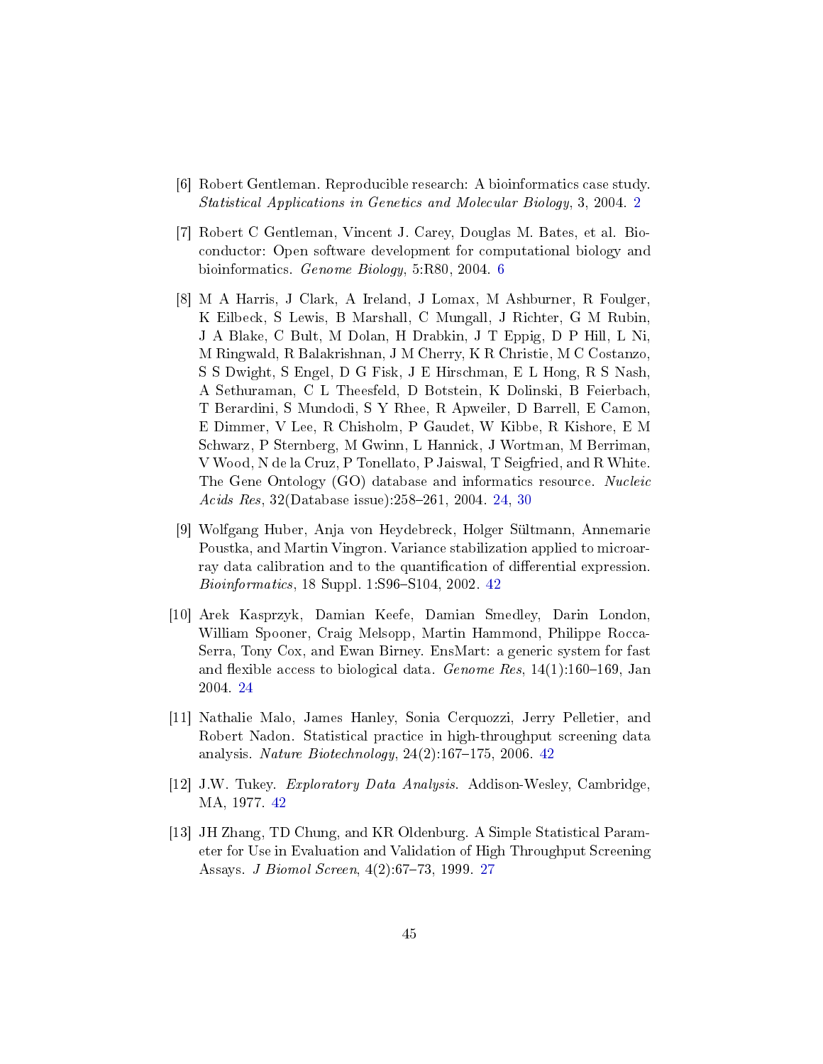[6] Robert Gentleman. Reproducible research: A bioinformatics case study. *Statistical Applications in Genetics and Molecular Biology*, 3, 2004. 2

[7] Robert C Gentleman, Vincent J. Carey, Douglas M. Bates, et al. Bioconductor: Open software development for computational biology and bioinformatics. *Genome Biology*, 5:R80, 2004. 6

[8] M A Harris, J Clark, A Ireland, J Lomax, M Ashburner, R Foulger, K Eilbeck, S Lewis, B Marshall, C Mungall, J Richter, G M Rubin, J A Blake, C Bult, M Dolan, H Drabkin, J T Eppig, D P Hill, L Ni, M Ringwald, R Balakrishnan, J M Cherry, K R Christie, M C Costanzo, S S Dwight, S Engel, D G Fisk, J E Hirschman, E L Hong, R S Nash, A Sethuraman, C L Theesfeld, D Botstein, K Dolinski, B Feierbach, T Berardini, S Mundodi, S Y Rhee, R Apweiler, D Barrell, E Camon, E Dimmer, V Lee, R Chisholm, P Gaudet, W Kibbe, R Kishore, E M Schwarz, P Sternberg, M Gwinn, L Hannick, J Wortman, M Berriman, V Wood, N de la Cruz, P Tonellato, P Jaiswal, T Seigfried, and R White. The Gene Ontology (GO) database and informatics resource. *Nucleic Acids Res*, 32(Database issue):258–261, 2004. 24, 30

[9] Wolfgang Huber, Anja von Heydebreck, Holger Sültmann, Annemarie Poustka, and Martin Vingron. Variance stabilization applied to microarray data calibration and to the quantification of differential expression. *Bioinformatics*, 18 Suppl. 1:S96–S104, 2002. 42

[10] Arek Kasprzyk, Damian Keefe, Damian Smedley, Darin London, William Spooner, Craig Melsopp, Martin Hammond, Philippe Rocca-Serra, Tony Cox, and Ewan Birney. EnsMart: a generic system for fast and flexible access to biological data. *Genome Res*, 14(1):160–169, Jan 2004. 24

[11] Nathalie Malo, James Hanley, Sonia Cerquozzi, Jerry Pelletier, and Robert Nadon. Statistical practice in high-throughput screening data analysis. *Nature Biotechnology*, 24(2):167–175, 2006. 42

[12] J.W. Tukey. *Exploratory Data Analysis*. Addison-Wesley, Cambridge, MA, 1977. 42

[13] JH Zhang, TD Chung, and KR Oldenburg. A Simple Statistical Parameter for Use in Evaluation and Validation of High Throughput Screening Assays. *J Biomol Screen*, 4(2):67–73, 1999. 27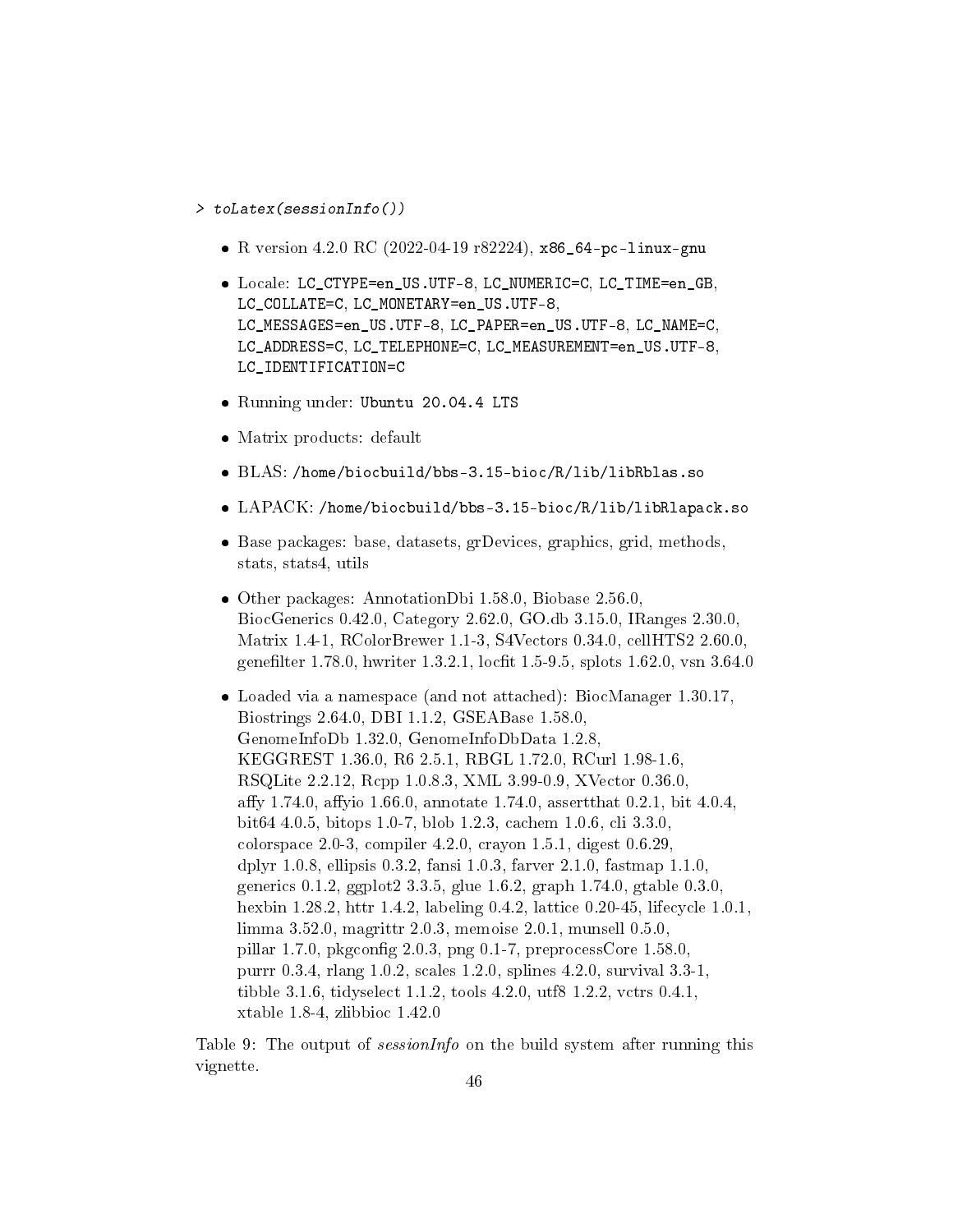```
> toLatex(sessionInfo())
```

- R version 4.2.0 RC (2022-04-19 r82224), `x86_64-pc-linux-gnu`
- Locale: `LC_CTYPE=en_US.UTF-8`, `LC_NUMERIC=C`, `LC_TIME=en_GB`, `LC_COLLATE=C`, `LC_MONETARY=en_US.UTF-8`, `LC_MESSAGES=en_US.UTF-8`, `LC_PAPER=en_US.UTF-8`, `LC_NAME=C`, `LC_ADDRESS=C`, `LC_TELEPHONE=C`, `LC_MEASUREMENT=en_US.UTF-8`, `LC_IDENTIFICATION=C`
- Running under: `Ubuntu 20.04.4 LTS`
- Matrix products: default
- BLAS: `/home/biocbuild/bbs-3.15-bioc/R/lib/libRblas.so`
- LAPACK: `/home/biocbuild/bbs-3.15-bioc/R/lib/libRlapack.so`
- Base packages: base, datasets, grDevices, graphics, grid, methods, stats, stats4, utils
- Other packages: AnnotationDbi 1.58.0, Biobase 2.56.0, BiocGenerics 0.42.0, Category 2.62.0, GO.db 3.15.0, IRanges 2.30.0, Matrix 1.4-1, RColorBrewer 1.1-3, S4Vectors 0.34.0, cellHTS2 2.60.0, genefilter 1.78.0, hwriter 1.3.2.1, locfit 1.5-9.5, splots 1.62.0, vsn 3.64.0
- Loaded via a namespace (and not attached): BiocManager 1.30.17, Biostrings 2.64.0, DBI 1.1.2, GSEABase 1.58.0, GenomeInfoDb 1.32.0, GenomeInfoDbData 1.2.8, KEGGREST 1.36.0, R6 2.5.1, RBGL 1.72.0, RCurl 1.98-1.6, RSQLite 2.2.12, Rcpp 1.0.8.3, XML 3.99-0.9, XVector 0.36.0, affy 1.74.0, affyio 1.66.0, annotate 1.74.0, assertthat 0.2.1, bit 4.0.4, bit64 4.0.5, bitops 1.0-7, blob 1.2.3, cachem 1.0.6, cli 3.3.0, colorspace 2.0-3, compiler 4.2.0, crayon 1.5.1, digest 0.6.29, dplyr 1.0.8, ellipsis 0.3.2, fansi 1.0.3, farver 2.1.0, fastmap 1.1.0, generics 0.1.2, ggplot2 3.3.5, glue 1.6.2, graph 1.74.0, gtable 0.3.0, hexbin 1.28.2, httr 1.4.2, labeling 0.4.2, lattice 0.20-45, lifecycle 1.0.1, limma 3.52.0, magrittr 2.0.3, memoise 2.0.1, munsell 0.5.0, pillar 1.7.0, pkgconfig 2.0.3, png 0.1-7, preprocessCore 1.58.0, purrr 0.3.4, rlang 1.0.2, scales 1.2.0, splines 4.2.0, survival 3.3-1, tibble 3.1.6, tidyselect 1.1.2, tools 4.2.0, utf8 1.2.2, vctrs 0.4.1, xtable 1.8-4, zlibbioc 1.42.0

Table 9: The output of *sessionInfo* on the build system after running this vignette.